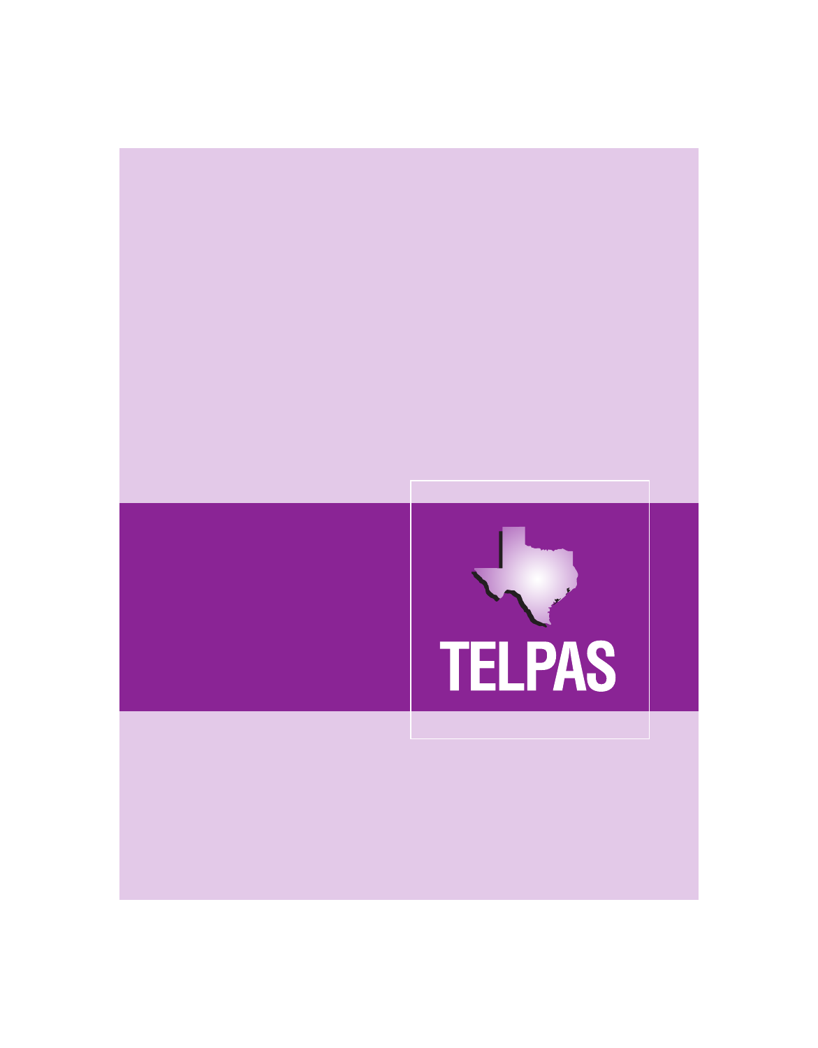# TELPAS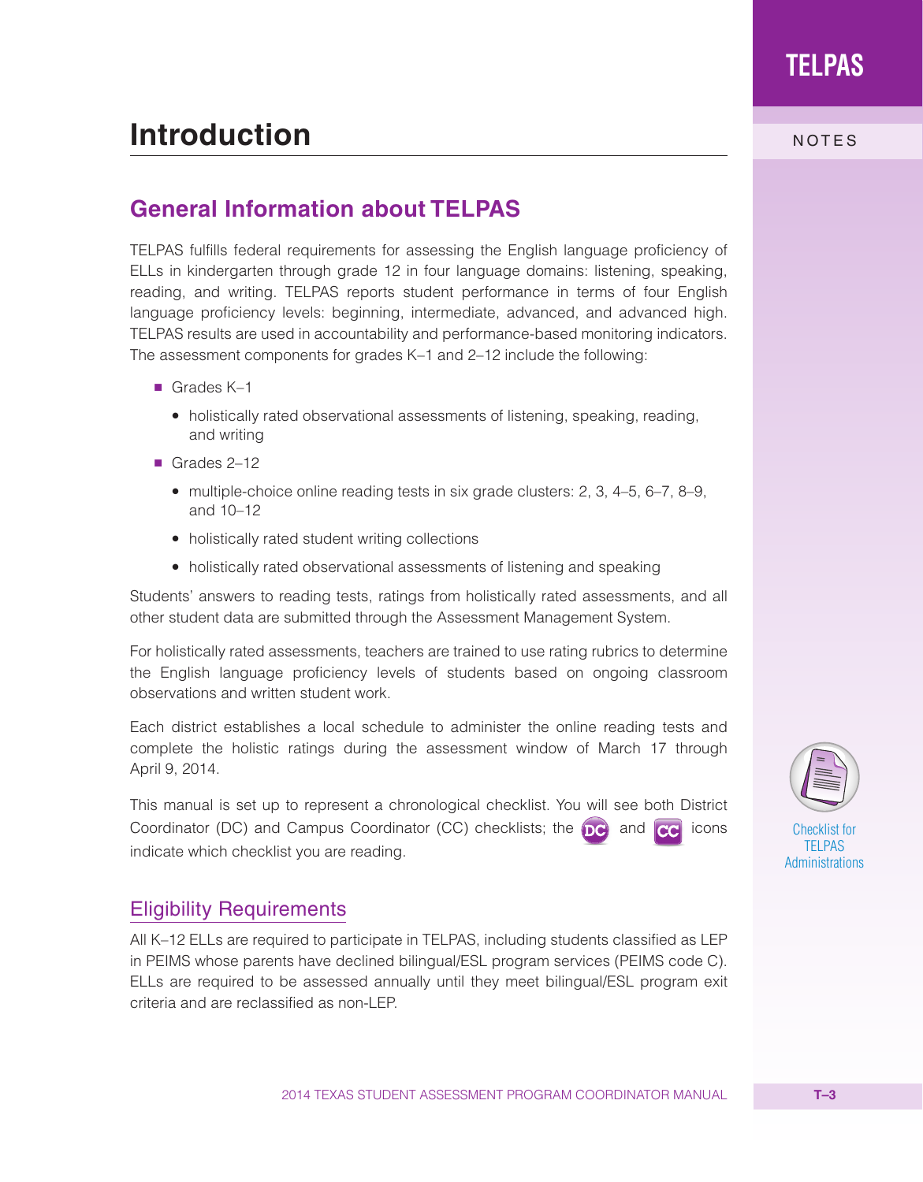# Introduction

## General Information about TELPAS

TELPAS fulfills federal requirements for assessing the English language proficiency of ELLs in kindergarten through grade 12 in four language domains: listening, speaking, reading, and writing. TELPAS reports student performance in terms of four English language proficiency levels: beginning, intermediate, advanced, and advanced high. TELPAS results are used in accountability and performance-based monitoring indicators. The assessment components for grades K–1 and 2–12 include the following:

- Grades K–1
  - holistically rated observational assessments of listening, speaking, reading, and writing
- Grades 2–12
  - multiple-choice online reading tests in six grade clusters: 2, 3, 4–5, 6–7, 8–9, and 10–12
  - holistically rated student writing collections
  - holistically rated observational assessments of listening and speaking

Students' answers to reading tests, ratings from holistically rated assessments, and all other student data are submitted through the Assessment Management System.

For holistically rated assessments, teachers are trained to use rating rubrics to determine the English language proficiency levels of students based on ongoing classroom observations and written student work.

Each district establishes a local schedule to administer the online reading tests and complete the holistic ratings during the assessment window of March 17 through April 9, 2014.

This manual is set up to represent a chronological checklist. You will see both District Coordinator (DC) and Campus Coordinator (CC) checklists; the DC and CC icons indicate which checklist you are reading.

Checklist for TELPAS Administrations

### Eligibility Requirements

All K–12 ELLs are required to participate in TELPAS, including students classified as LEP in PEIMS whose parents have declined bilingual/ESL program services (PEIMS code C). ELLs are required to be assessed annually until they meet bilingual/ESL program exit criteria and are reclassified as non-LEP.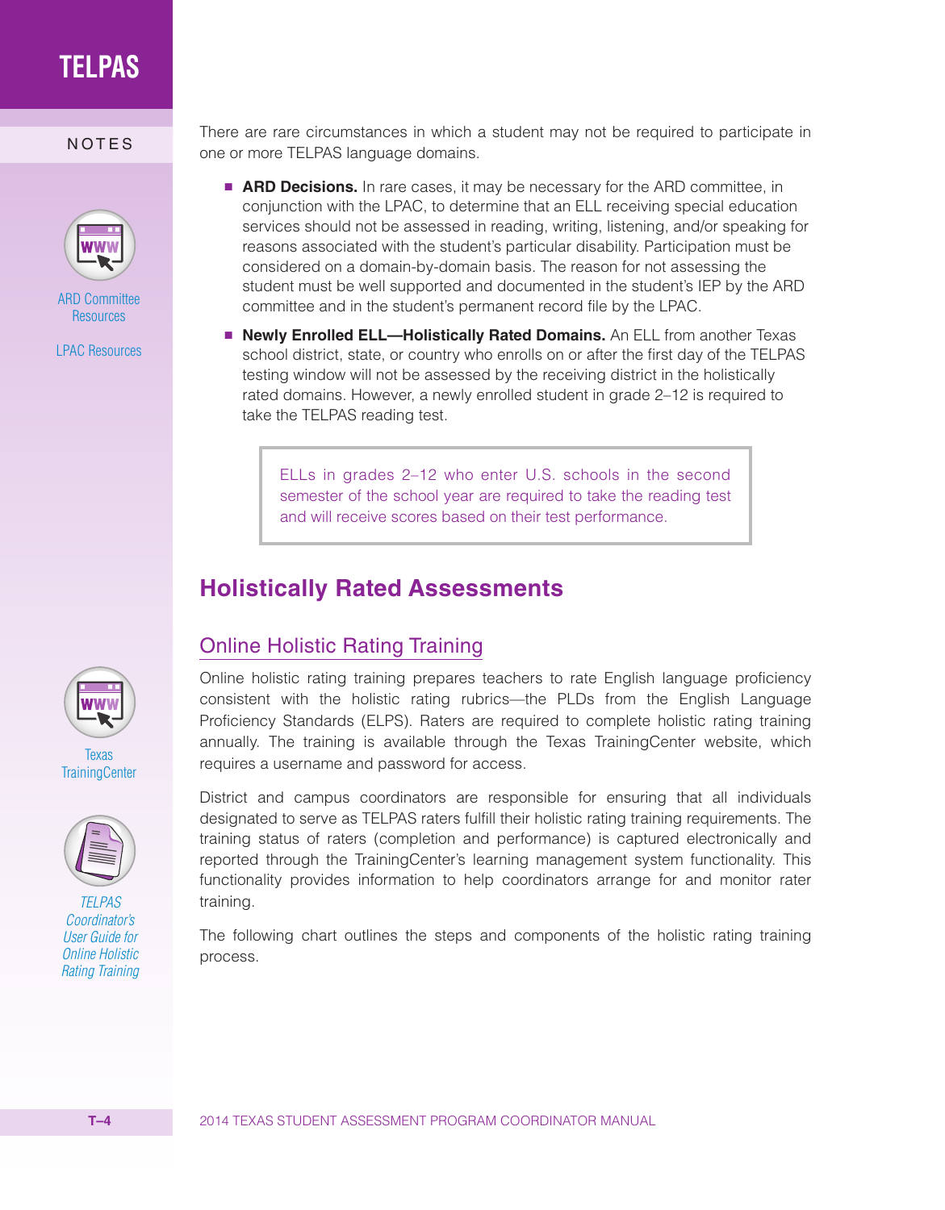There are rare circumstances in which a student may not be required to participate in one or more TELPAS language domains.

- **ARD Decisions.** In rare cases, it may be necessary for the ARD committee, in conjunction with the LPAC, to determine that an ELL receiving special education services should not be assessed in reading, writing, listening, and/or speaking for reasons associated with the student's particular disability. Participation must be considered on a domain-by-domain basis. The reason for not assessing the student must be well supported and documented in the student's IEP by the ARD committee and in the student's permanent record file by the LPAC.
- **Newly Enrolled ELL—Holistically Rated Domains.** An ELL from another Texas school district, state, or country who enrolls on or after the first day of the TELPAS testing window will not be assessed by the receiving district in the holistically rated domains. However, a newly enrolled student in grade 2–12 is required to take the TELPAS reading test.

> ELLs in grades 2–12 who enter U.S. schools in the second semester of the school year are required to take the reading test and will receive scores based on their test performance.

## Holistically Rated Assessments

### Online Holistic Rating Training

Online holistic rating training prepares teachers to rate English language proficiency consistent with the holistic rating rubrics—the PLDs from the English Language Proficiency Standards (ELPS). Raters are required to complete holistic rating training annually. The training is available through the Texas TrainingCenter website, which requires a username and password for access.

District and campus coordinators are responsible for ensuring that all individuals designated to serve as TELPAS raters fulfill their holistic rating training requirements. The training status of raters (completion and performance) is captured electronically and reported through the TrainingCenter's learning management system functionality. This functionality provides information to help coordinators arrange for and monitor rater training.

The following chart outlines the steps and components of the holistic rating training process.

NOTES

ARD Committee Resources

LPAC Resources

Texas TrainingCenter

*TELPAS Coordinator's User Guide for Online Holistic Rating Training*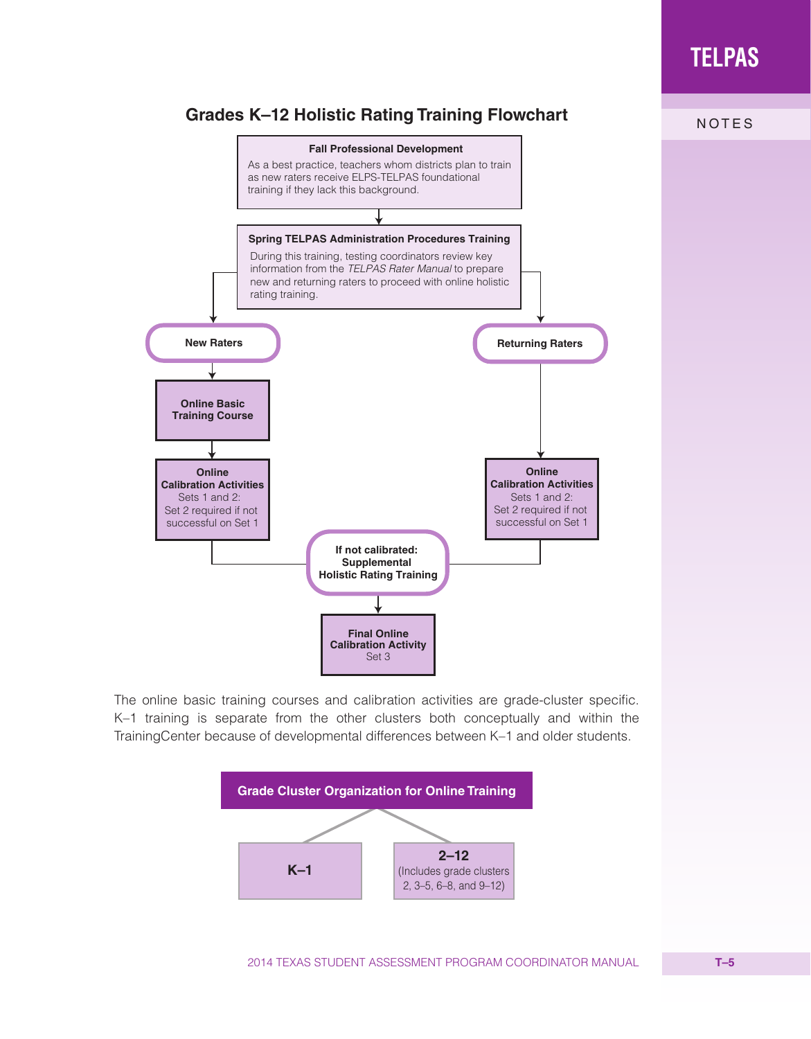## Grades K–12 Holistic Rating Training Flowchart

**Fall Professional Development**

As a best practice, teachers whom districts plan to train as new raters receive ELPS-TELPAS foundational training if they lack this background.

**Spring TELPAS Administration Procedures Training**

During this training, testing coordinators review key information from the *TELPAS Rater Manual* to prepare new and returning raters to proceed with online holistic rating training.

**New Raters**

- **Online Basic Training Course**
- **Online Calibration Activities** Sets 1 and 2: Set 2 required if not successful on Set 1

**Returning Raters**

- **Online Calibration Activities** Sets 1 and 2: Set 2 required if not successful on Set 1

**If not calibrated: Supplemental Holistic Rating Training**

**Final Online Calibration Activity** Set 3

The online basic training courses and calibration activities are grade-cluster specific. K–1 training is separate from the other clusters both conceptually and within the TrainingCenter because of developmental differences between K–1 and older students.

**Grade Cluster Organization for Online Training**

- **K–1**
- **2–12** (Includes grade clusters 2, 3–5, 6–8, and 9–12)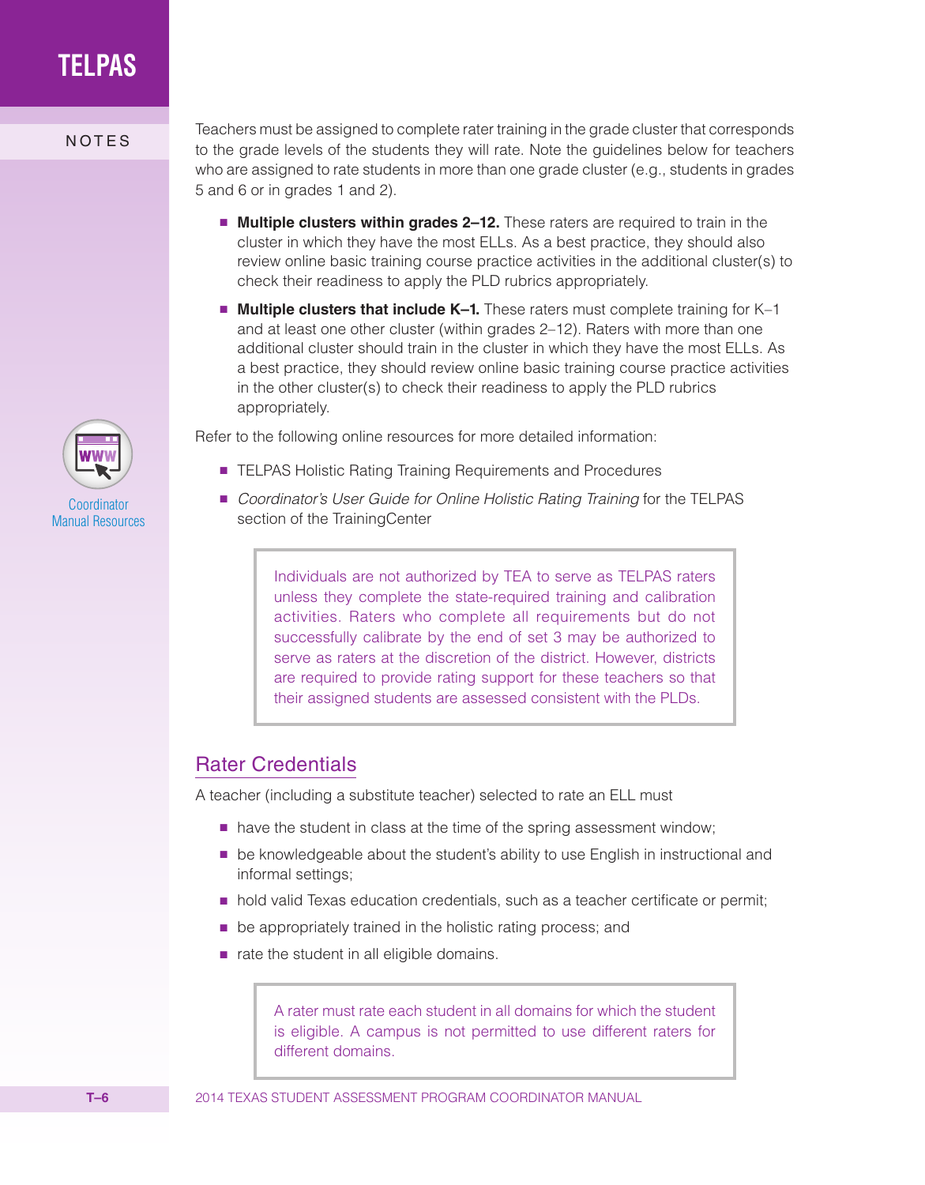Teachers must be assigned to complete rater training in the grade cluster that corresponds to the grade levels of the students they will rate. Note the guidelines below for teachers who are assigned to rate students in more than one grade cluster (e.g., students in grades 5 and 6 or in grades 1 and 2).

- **Multiple clusters within grades 2–12.** These raters are required to train in the cluster in which they have the most ELLs. As a best practice, they should also review online basic training course practice activities in the additional cluster(s) to check their readiness to apply the PLD rubrics appropriately.
- **Multiple clusters that include K–1.** These raters must complete training for K–1 and at least one other cluster (within grades 2–12). Raters with more than one additional cluster should train in the cluster in which they have the most ELLs. As a best practice, they should review online basic training course practice activities in the other cluster(s) to check their readiness to apply the PLD rubrics appropriately.

Coordinator Manual Resources

Refer to the following online resources for more detailed information:

- TELPAS Holistic Rating Training Requirements and Procedures
- *Coordinator's User Guide for Online Holistic Rating Training* for the TELPAS section of the TrainingCenter

> Individuals are not authorized by TEA to serve as TELPAS raters unless they complete the state-required training and calibration activities. Raters who complete all requirements but do not successfully calibrate by the end of set 3 may be authorized to serve as raters at the discretion of the district. However, districts are required to provide rating support for these teachers so that their assigned students are assessed consistent with the PLDs.

## Rater Credentials

A teacher (including a substitute teacher) selected to rate an ELL must

- have the student in class at the time of the spring assessment window;
- be knowledgeable about the student's ability to use English in instructional and informal settings;
- hold valid Texas education credentials, such as a teacher certificate or permit;
- be appropriately trained in the holistic rating process; and
- rate the student in all eligible domains.

> A rater must rate each student in all domains for which the student is eligible. A campus is not permitted to use different raters for different domains.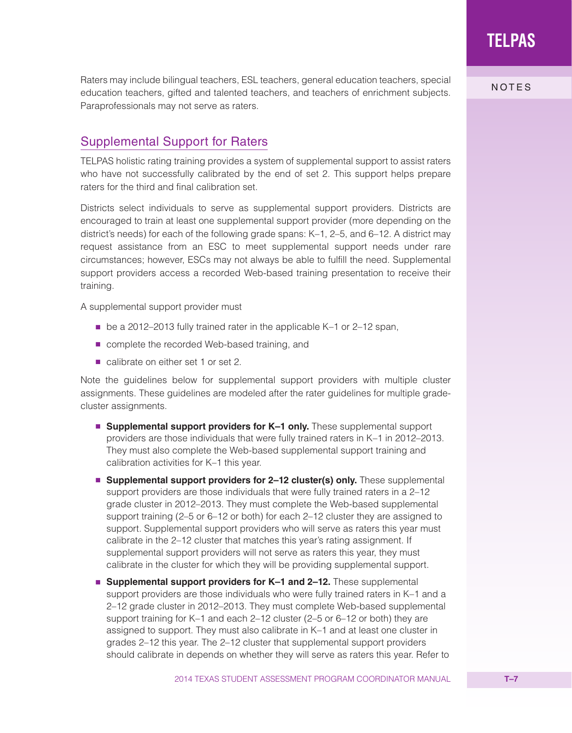Raters may include bilingual teachers, ESL teachers, general education teachers, special education teachers, gifted and talented teachers, and teachers of enrichment subjects. Paraprofessionals may not serve as raters.

## Supplemental Support for Raters

TELPAS holistic rating training provides a system of supplemental support to assist raters who have not successfully calibrated by the end of set 2. This support helps prepare raters for the third and final calibration set.

Districts select individuals to serve as supplemental support providers. Districts are encouraged to train at least one supplemental support provider (more depending on the district's needs) for each of the following grade spans: K–1, 2–5, and 6–12. A district may request assistance from an ESC to meet supplemental support needs under rare circumstances; however, ESCs may not always be able to fulfill the need. Supplemental support providers access a recorded Web-based training presentation to receive their training.

A supplemental support provider must

- be a 2012–2013 fully trained rater in the applicable K–1 or 2–12 span,
- complete the recorded Web-based training, and
- calibrate on either set 1 or set 2.

Note the guidelines below for supplemental support providers with multiple cluster assignments. These guidelines are modeled after the rater guidelines for multiple grade-cluster assignments.

- **Supplemental support providers for K–1 only.** These supplemental support providers are those individuals that were fully trained raters in K–1 in 2012–2013. They must also complete the Web-based supplemental support training and calibration activities for K–1 this year.
- **Supplemental support providers for 2–12 cluster(s) only.** These supplemental support providers are those individuals that were fully trained raters in a 2–12 grade cluster in 2012–2013. They must complete the Web-based supplemental support training (2–5 or 6–12 or both) for each 2–12 cluster they are assigned to support. Supplemental support providers who will serve as raters this year must calibrate in the 2–12 cluster that matches this year's rating assignment. If supplemental support providers will not serve as raters this year, they must calibrate in the cluster for which they will be providing supplemental support.
- **Supplemental support providers for K–1 and 2–12.** These supplemental support providers are those individuals who were fully trained raters in K–1 and a 2–12 grade cluster in 2012–2013. They must complete Web-based supplemental support training for K–1 and each 2–12 cluster (2–5 or 6–12 or both) they are assigned to support. They must also calibrate in K–1 and at least one cluster in grades 2–12 this year. The 2–12 cluster that supplemental support providers should calibrate in depends on whether they will serve as raters this year. Refer to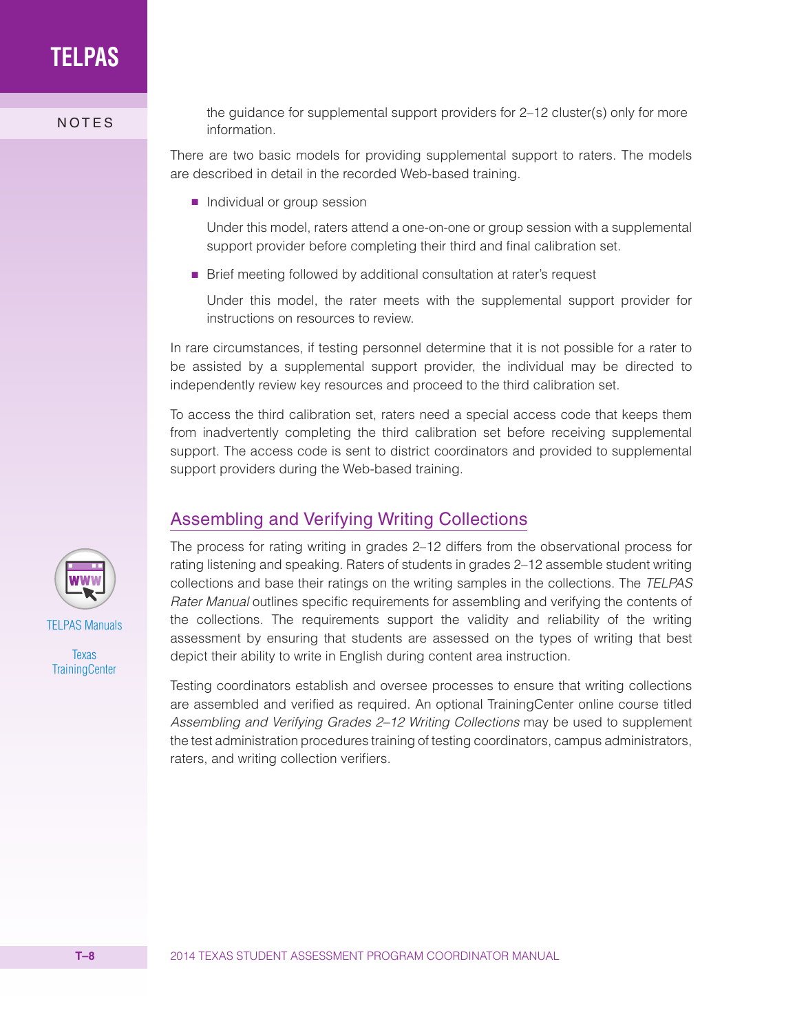the guidance for supplemental support providers for 2–12 cluster(s) only for more information.

There are two basic models for providing supplemental support to raters. The models are described in detail in the recorded Web-based training.

- Individual or group session

  Under this model, raters attend a one-on-one or group session with a supplemental support provider before completing their third and final calibration set.

- Brief meeting followed by additional consultation at rater's request

  Under this model, the rater meets with the supplemental support provider for instructions on resources to review.

In rare circumstances, if testing personnel determine that it is not possible for a rater to be assisted by a supplemental support provider, the individual may be directed to independently review key resources and proceed to the third calibration set.

To access the third calibration set, raters need a special access code that keeps them from inadvertently completing the third calibration set before receiving supplemental support. The access code is sent to district coordinators and provided to supplemental support providers during the Web-based training.

## Assembling and Verifying Writing Collections

The process for rating writing in grades 2–12 differs from the observational process for rating listening and speaking. Raters of students in grades 2–12 assemble student writing collections and base their ratings on the writing samples in the collections. The *TELPAS Rater Manual* outlines specific requirements for assembling and verifying the contents of the collections. The requirements support the validity and reliability of the writing assessment by ensuring that students are assessed on the types of writing that best depict their ability to write in English during content area instruction.

Testing coordinators establish and oversee processes to ensure that writing collections are assembled and verified as required. An optional TrainingCenter online course titled *Assembling and Verifying Grades 2–12 Writing Collections* may be used to supplement the test administration procedures training of testing coordinators, campus administrators, raters, and writing collection verifiers.

TELPAS Manuals

Texas TrainingCenter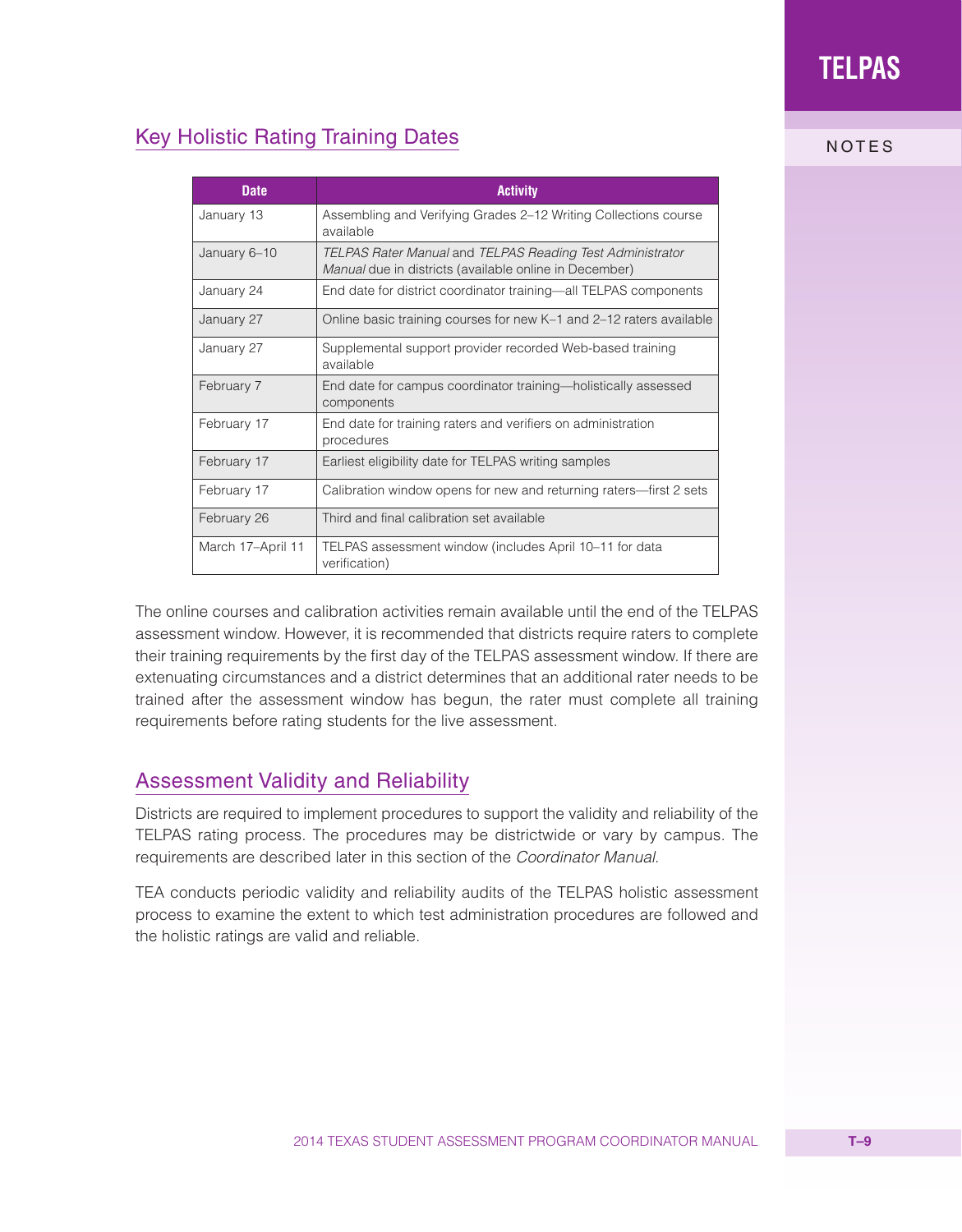## Key Holistic Rating Training Dates

| Date | Activity |
|---|---|
| January 13 | Assembling and Verifying Grades 2–12 Writing Collections course available |
| January 6–10 | *TELPAS Rater Manual* and *TELPAS Reading Test Administrator Manual* due in districts (available online in December) |
| January 24 | End date for district coordinator training—all TELPAS components |
| January 27 | Online basic training courses for new K–1 and 2–12 raters available |
| January 27 | Supplemental support provider recorded Web-based training available |
| February 7 | End date for campus coordinator training—holistically assessed components |
| February 17 | End date for training raters and verifiers on administration procedures |
| February 17 | Earliest eligibility date for TELPAS writing samples |
| February 17 | Calibration window opens for new and returning raters—first 2 sets |
| February 26 | Third and final calibration set available |
| March 17–April 11 | TELPAS assessment window (includes April 10–11 for data verification) |

The online courses and calibration activities remain available until the end of the TELPAS assessment window. However, it is recommended that districts require raters to complete their training requirements by the first day of the TELPAS assessment window. If there are extenuating circumstances and a district determines that an additional rater needs to be trained after the assessment window has begun, the rater must complete all training requirements before rating students for the live assessment.

## Assessment Validity and Reliability

Districts are required to implement procedures to support the validity and reliability of the TELPAS rating process. The procedures may be districtwide or vary by campus. The requirements are described later in this section of the *Coordinator Manual.*

TEA conducts periodic validity and reliability audits of the TELPAS holistic assessment process to examine the extent to which test administration procedures are followed and the holistic ratings are valid and reliable.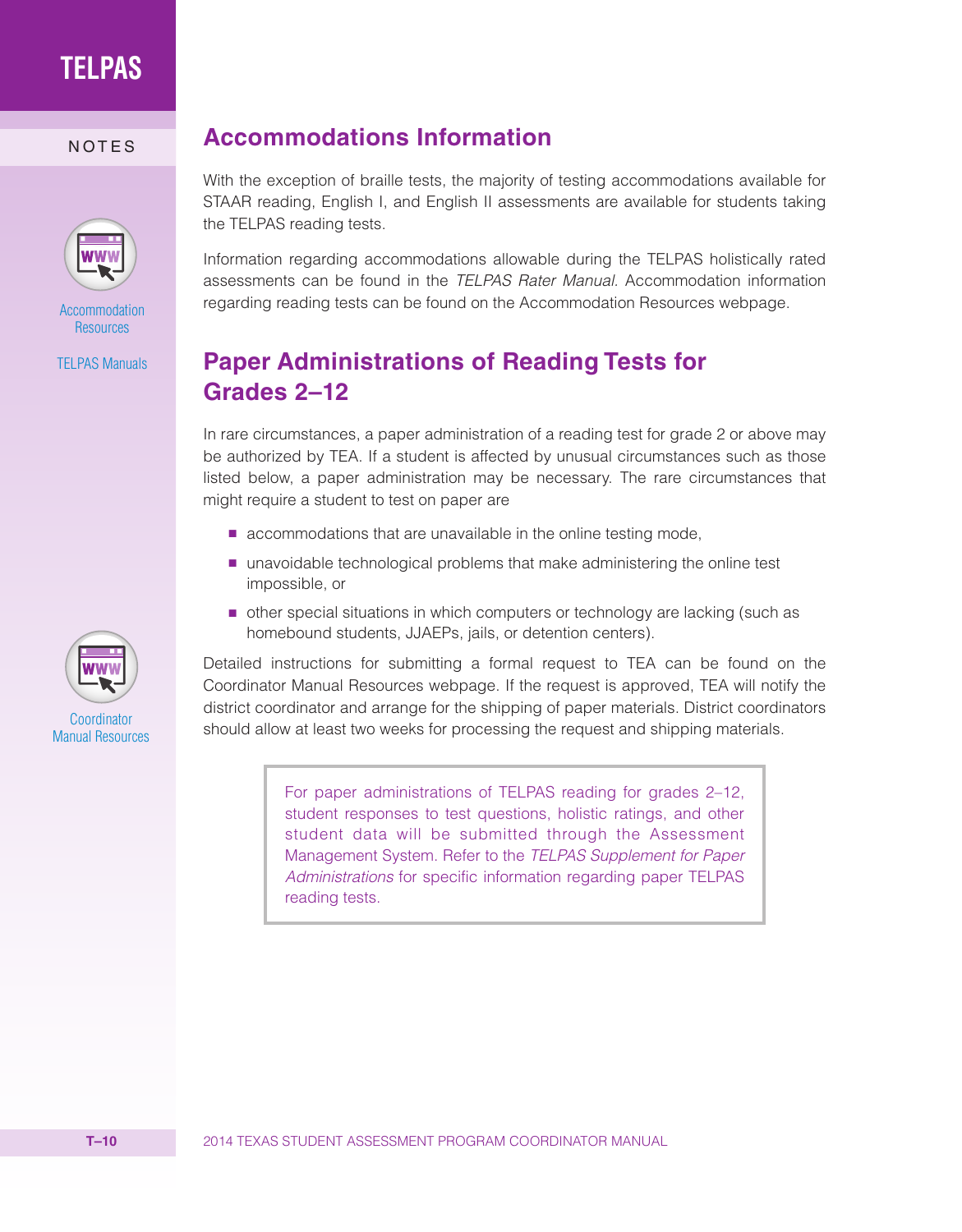## Accommodations Information

With the exception of braille tests, the majority of testing accommodations available for STAAR reading, English I, and English II assessments are available for students taking the TELPAS reading tests.

Information regarding accommodations allowable during the TELPAS holistically rated assessments can be found in the *TELPAS Rater Manual.* Accommodation information regarding reading tests can be found on the Accommodation Resources webpage.

Accommodation Resources

TELPAS Manuals

## Paper Administrations of Reading Tests for Grades 2–12

In rare circumstances, a paper administration of a reading test for grade 2 or above may be authorized by TEA. If a student is affected by unusual circumstances such as those listed below, a paper administration may be necessary. The rare circumstances that might require a student to test on paper are

- accommodations that are unavailable in the online testing mode,
- unavoidable technological problems that make administering the online test impossible, or
- other special situations in which computers or technology are lacking (such as homebound students, JJAEPs, jails, or detention centers).

Detailed instructions for submitting a formal request to TEA can be found on the Coordinator Manual Resources webpage. If the request is approved, TEA will notify the district coordinator and arrange for the shipping of paper materials. District coordinators should allow at least two weeks for processing the request and shipping materials.

Coordinator Manual Resources

> For paper administrations of TELPAS reading for grades 2–12, student responses to test questions, holistic ratings, and other student data will be submitted through the Assessment Management System. Refer to the *TELPAS Supplement for Paper Administrations* for specific information regarding paper TELPAS reading tests.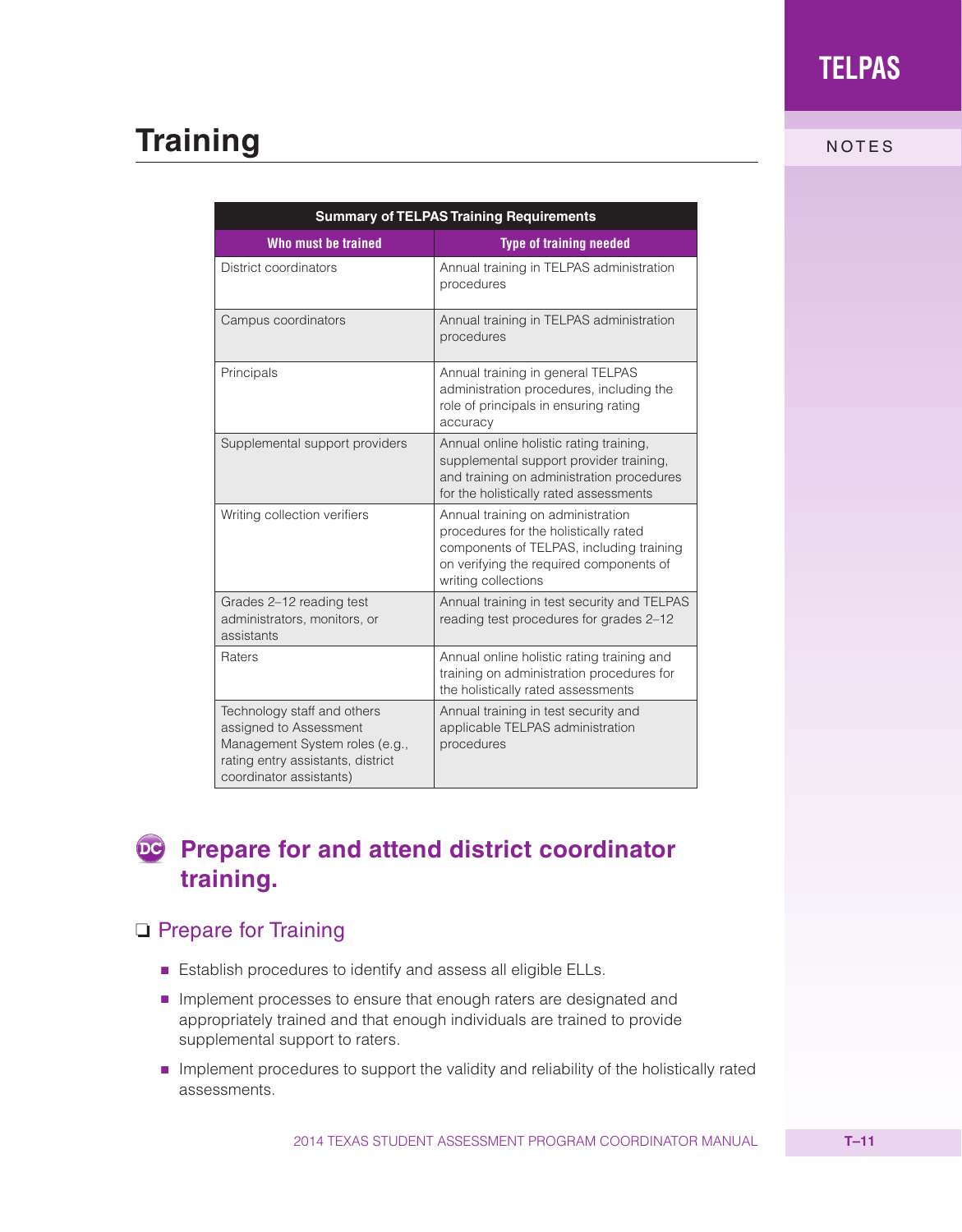# Training

| Summary of TELPAS Training Requirements | |
|---|---|
| **Who must be trained** | **Type of training needed** |
| District coordinators | Annual training in TELPAS administration procedures |
| Campus coordinators | Annual training in TELPAS administration procedures |
| Principals | Annual training in general TELPAS administration procedures, including the role of principals in ensuring rating accuracy |
| Supplemental support providers | Annual online holistic rating training, supplemental support provider training, and training on administration procedures for the holistically rated assessments |
| Writing collection verifiers | Annual training on administration procedures for the holistically rated components of TELPAS, including training on verifying the required components of writing collections |
| Grades 2–12 reading test administrators, monitors, or assistants | Annual training in test security and TELPAS reading test procedures for grades 2–12 |
| Raters | Annual online holistic rating training and training on administration procedures for the holistically rated assessments |
| Technology staff and others assigned to Assessment Management System roles (e.g., rating entry assistants, district coordinator assistants) | Annual training in test security and applicable TELPAS administration procedures |

## DC Prepare for and attend district coordinator training.

### ❑ Prepare for Training

- Establish procedures to identify and assess all eligible ELLs.
- Implement processes to ensure that enough raters are designated and appropriately trained and that enough individuals are trained to provide supplemental support to raters.
- Implement procedures to support the validity and reliability of the holistically rated assessments.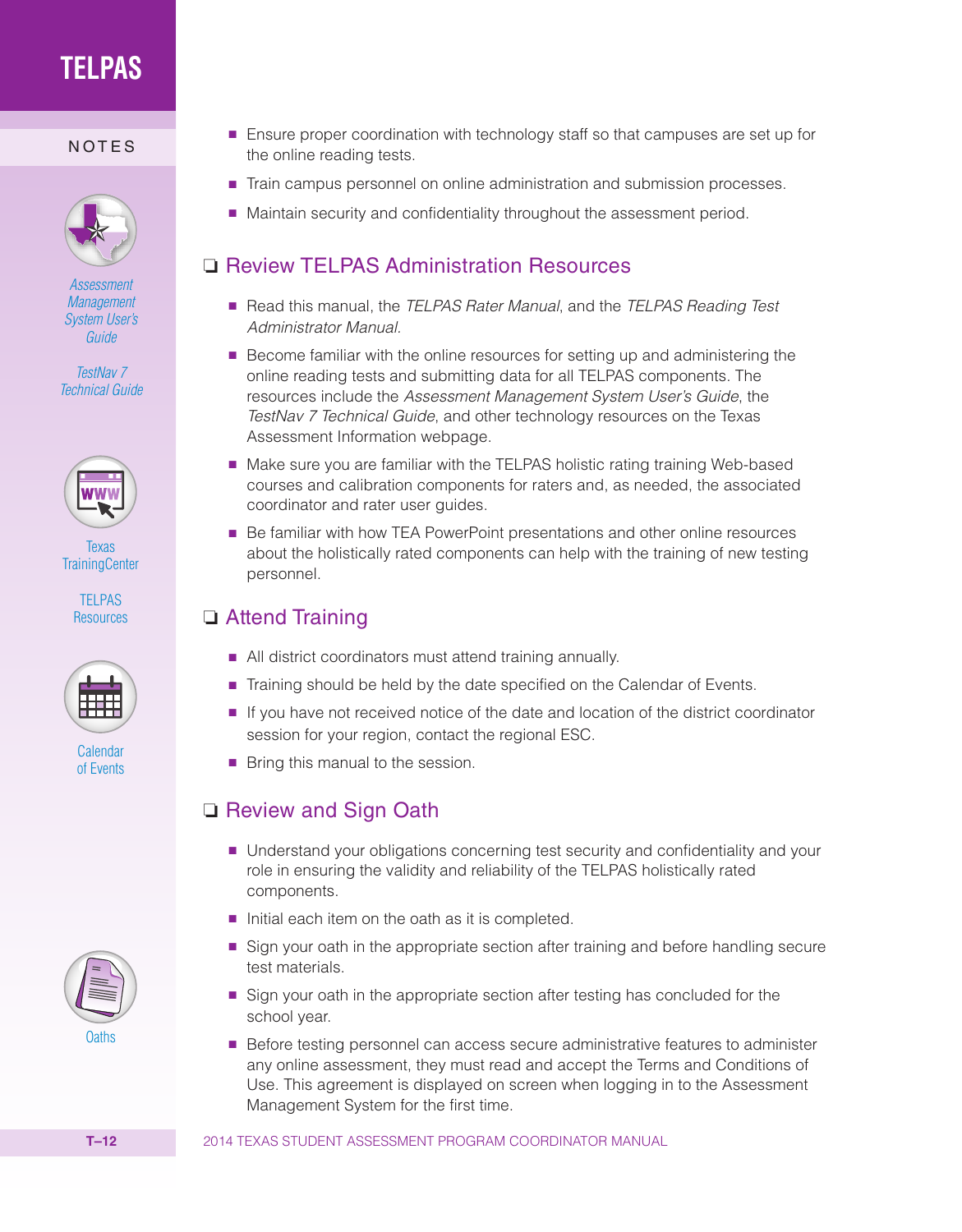- Ensure proper coordination with technology staff so that campuses are set up for the online reading tests.
- Train campus personnel on online administration and submission processes.
- Maintain security and confidentiality throughout the assessment period.

## ❑ Review TELPAS Administration Resources

- Read this manual, the *TELPAS Rater Manual*, and the *TELPAS Reading Test Administrator Manual*.
- Become familiar with the online resources for setting up and administering the online reading tests and submitting data for all TELPAS components. The resources include the *Assessment Management System User's Guide*, the *TestNav 7 Technical Guide*, and other technology resources on the Texas Assessment Information webpage.
- Make sure you are familiar with the TELPAS holistic rating training Web-based courses and calibration components for raters and, as needed, the associated coordinator and rater user guides.
- Be familiar with how TEA PowerPoint presentations and other online resources about the holistically rated components can help with the training of new testing personnel.

## ❑ Attend Training

- All district coordinators must attend training annually.
- Training should be held by the date specified on the Calendar of Events.
- If you have not received notice of the date and location of the district coordinator session for your region, contact the regional ESC.
- Bring this manual to the session.

## ❑ Review and Sign Oath

- Understand your obligations concerning test security and confidentiality and your role in ensuring the validity and reliability of the TELPAS holistically rated components.
- Initial each item on the oath as it is completed.
- Sign your oath in the appropriate section after training and before handling secure test materials.
- Sign your oath in the appropriate section after testing has concluded for the school year.
- Before testing personnel can access secure administrative features to administer any online assessment, they must read and accept the Terms and Conditions of Use. This agreement is displayed on screen when logging in to the Assessment Management System for the first time.

NOTES

*Assessment Management System User's Guide*

*TestNav 7 Technical Guide*

Texas TrainingCenter

TELPAS Resources

Calendar of Events

Oaths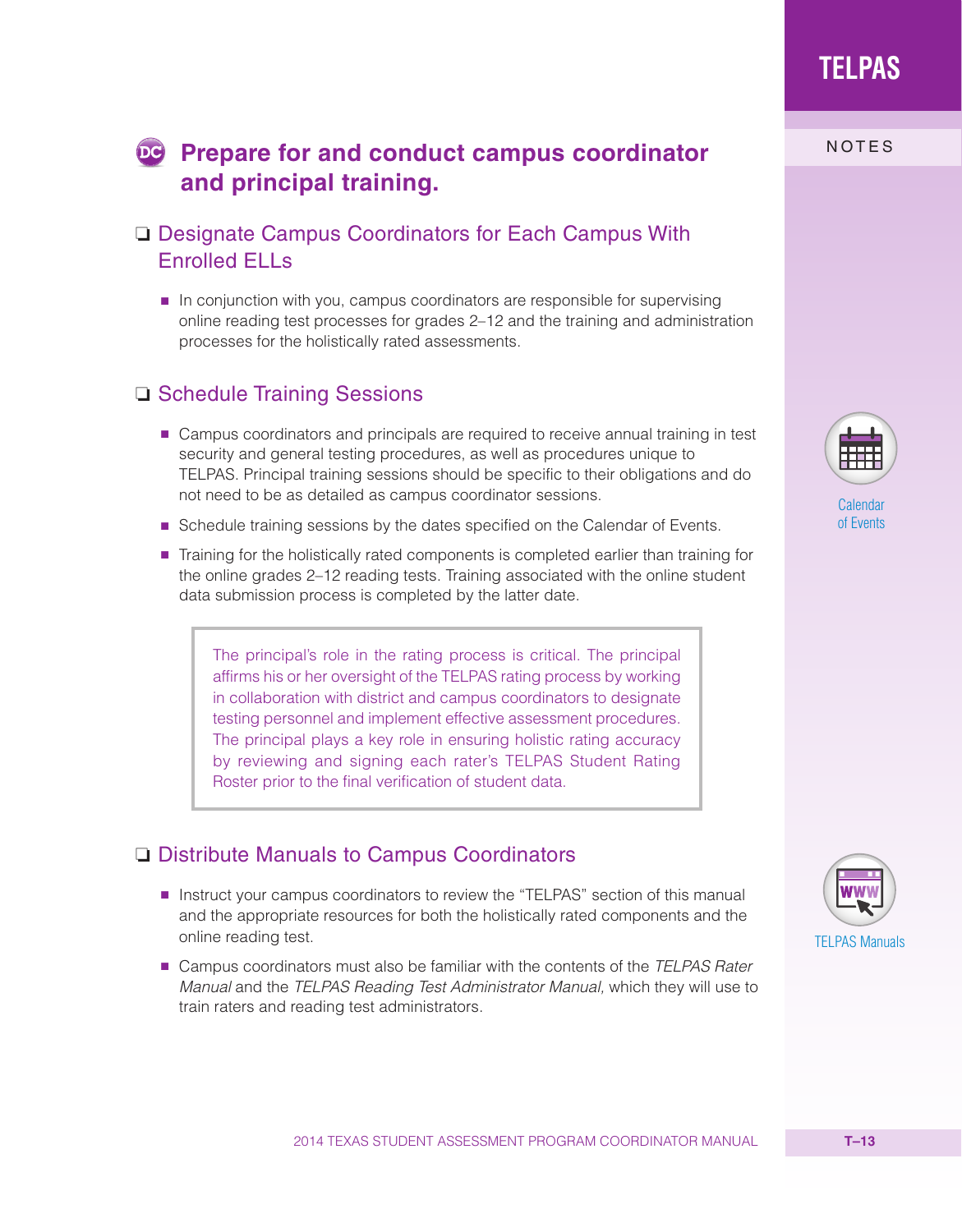## Prepare for and conduct campus coordinator and principal training.

### ❑ Designate Campus Coordinators for Each Campus With Enrolled ELLs

- In conjunction with you, campus coordinators are responsible for supervising online reading test processes for grades 2–12 and the training and administration processes for the holistically rated assessments.

### ❑ Schedule Training Sessions

- Campus coordinators and principals are required to receive annual training in test security and general testing procedures, as well as procedures unique to TELPAS. Principal training sessions should be specific to their obligations and do not need to be as detailed as campus coordinator sessions.
- Schedule training sessions by the dates specified on the Calendar of Events.
- Training for the holistically rated components is completed earlier than training for the online grades 2–12 reading tests. Training associated with the online student data submission process is completed by the latter date.

> The principal's role in the rating process is critical. The principal affirms his or her oversight of the TELPAS rating process by working in collaboration with district and campus coordinators to designate testing personnel and implement effective assessment procedures. The principal plays a key role in ensuring holistic rating accuracy by reviewing and signing each rater's TELPAS Student Rating Roster prior to the final verification of student data.

### ❑ Distribute Manuals to Campus Coordinators

- Instruct your campus coordinators to review the "TELPAS" section of this manual and the appropriate resources for both the holistically rated components and the online reading test.
- Campus coordinators must also be familiar with the contents of the *TELPAS Rater Manual* and the *TELPAS Reading Test Administrator Manual,* which they will use to train raters and reading test administrators.

NOTES

Calendar of Events

TELPAS Manuals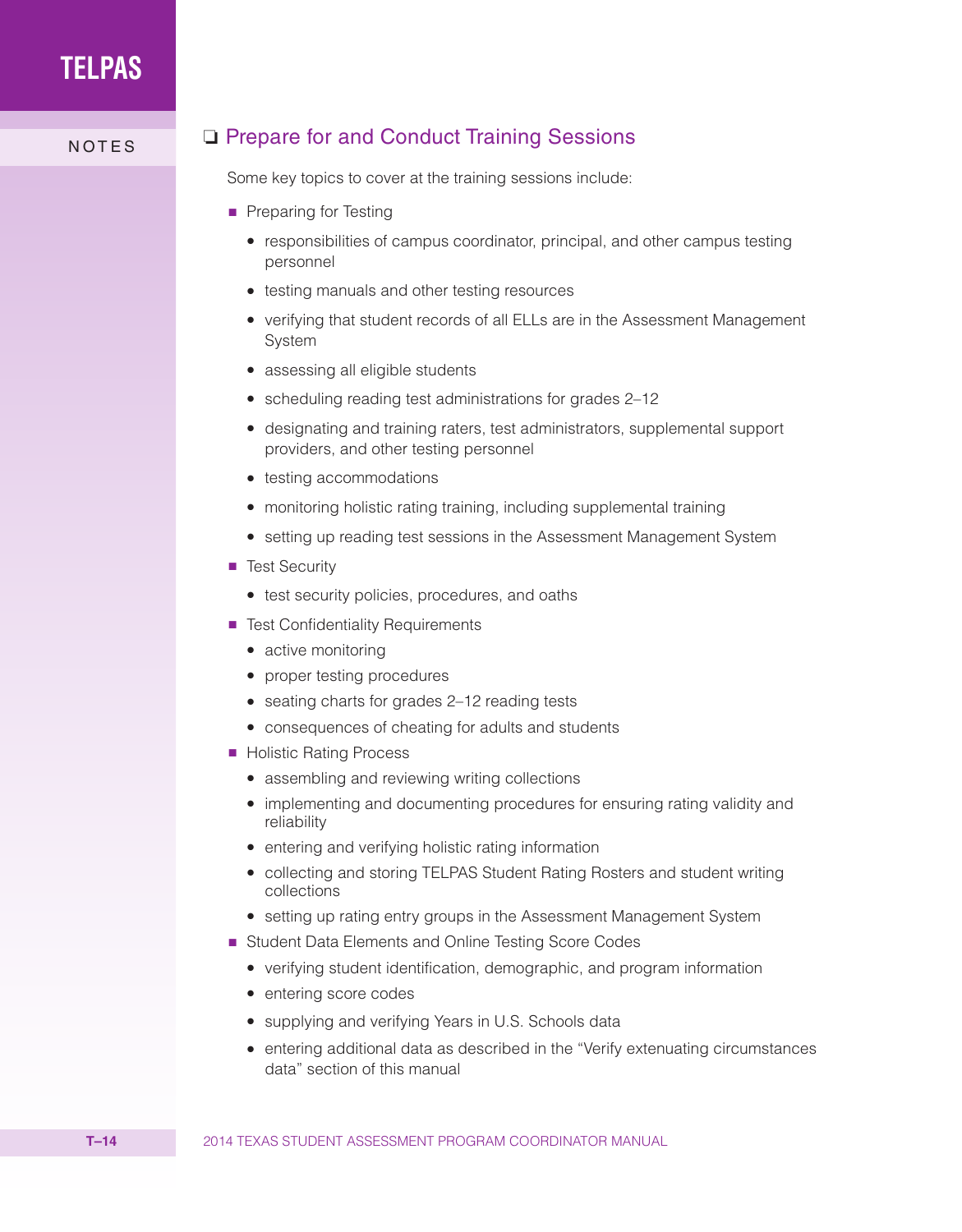## ❏ Prepare for and Conduct Training Sessions

Some key topics to cover at the training sessions include:

- Preparing for Testing
  - responsibilities of campus coordinator, principal, and other campus testing personnel
  - testing manuals and other testing resources
  - verifying that student records of all ELLs are in the Assessment Management System
  - assessing all eligible students
  - scheduling reading test administrations for grades 2–12
  - designating and training raters, test administrators, supplemental support providers, and other testing personnel
  - testing accommodations
  - monitoring holistic rating training, including supplemental training
  - setting up reading test sessions in the Assessment Management System
- Test Security
  - test security policies, procedures, and oaths
- Test Confidentiality Requirements
  - active monitoring
  - proper testing procedures
  - seating charts for grades 2–12 reading tests
  - consequences of cheating for adults and students
- Holistic Rating Process
  - assembling and reviewing writing collections
  - implementing and documenting procedures for ensuring rating validity and reliability
  - entering and verifying holistic rating information
  - collecting and storing TELPAS Student Rating Rosters and student writing collections
  - setting up rating entry groups in the Assessment Management System
- Student Data Elements and Online Testing Score Codes
  - verifying student identification, demographic, and program information
  - entering score codes
  - supplying and verifying Years in U.S. Schools data
  - entering additional data as described in the "Verify extenuating circumstances data" section of this manual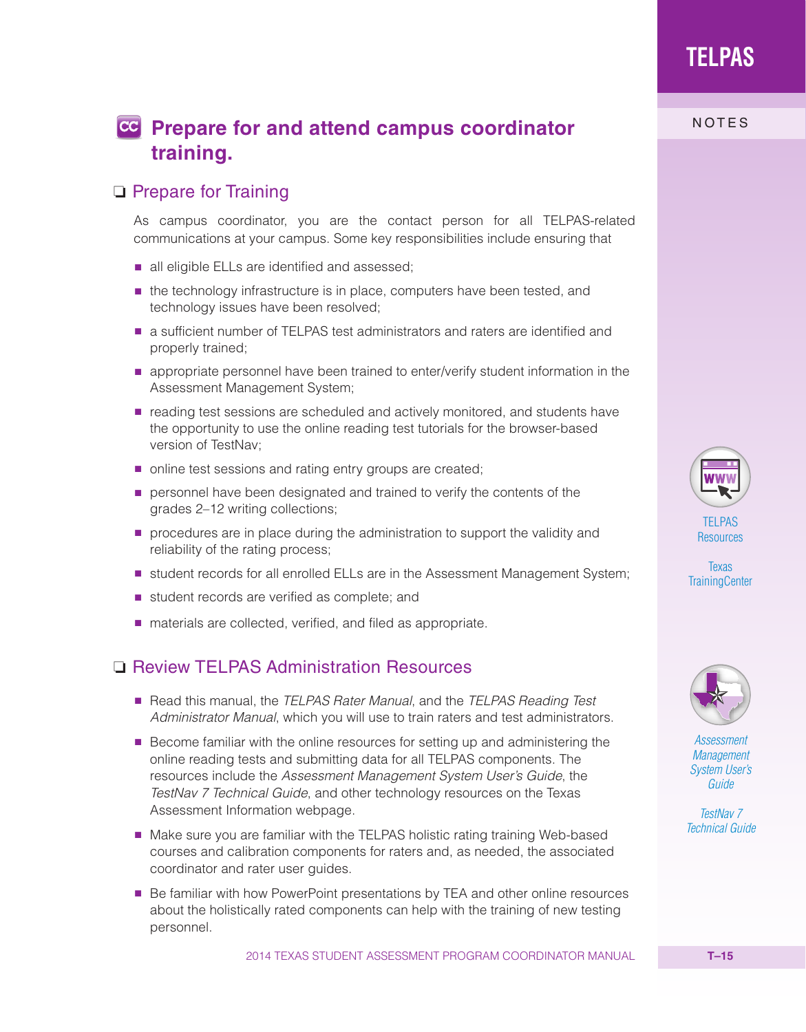## Prepare for and attend campus coordinator training.

### ❑ Prepare for Training

As campus coordinator, you are the contact person for all TELPAS-related communications at your campus. Some key responsibilities include ensuring that

- all eligible ELLs are identified and assessed;
- the technology infrastructure is in place, computers have been tested, and technology issues have been resolved;
- a sufficient number of TELPAS test administrators and raters are identified and properly trained;
- appropriate personnel have been trained to enter/verify student information in the Assessment Management System;
- reading test sessions are scheduled and actively monitored, and students have the opportunity to use the online reading test tutorials for the browser-based version of TestNav;
- online test sessions and rating entry groups are created;
- personnel have been designated and trained to verify the contents of the grades 2–12 writing collections;
- procedures are in place during the administration to support the validity and reliability of the rating process;
- student records for all enrolled ELLs are in the Assessment Management System;
- student records are verified as complete; and
- materials are collected, verified, and filed as appropriate.

### ❑ Review TELPAS Administration Resources

- Read this manual, the *TELPAS Rater Manual*, and the *TELPAS Reading Test Administrator Manual*, which you will use to train raters and test administrators.
- Become familiar with the online resources for setting up and administering the online reading tests and submitting data for all TELPAS components. The resources include the *Assessment Management System User's Guide*, the *TestNav 7 Technical Guide*, and other technology resources on the Texas Assessment Information webpage.
- Make sure you are familiar with the TELPAS holistic rating training Web-based courses and calibration components for raters and, as needed, the associated coordinator and rater user guides.
- Be familiar with how PowerPoint presentations by TEA and other online resources about the holistically rated components can help with the training of new testing personnel.

NOTES

TELPAS Resources

Texas TrainingCenter

*Assessment Management System User's Guide*

*TestNav 7 Technical Guide*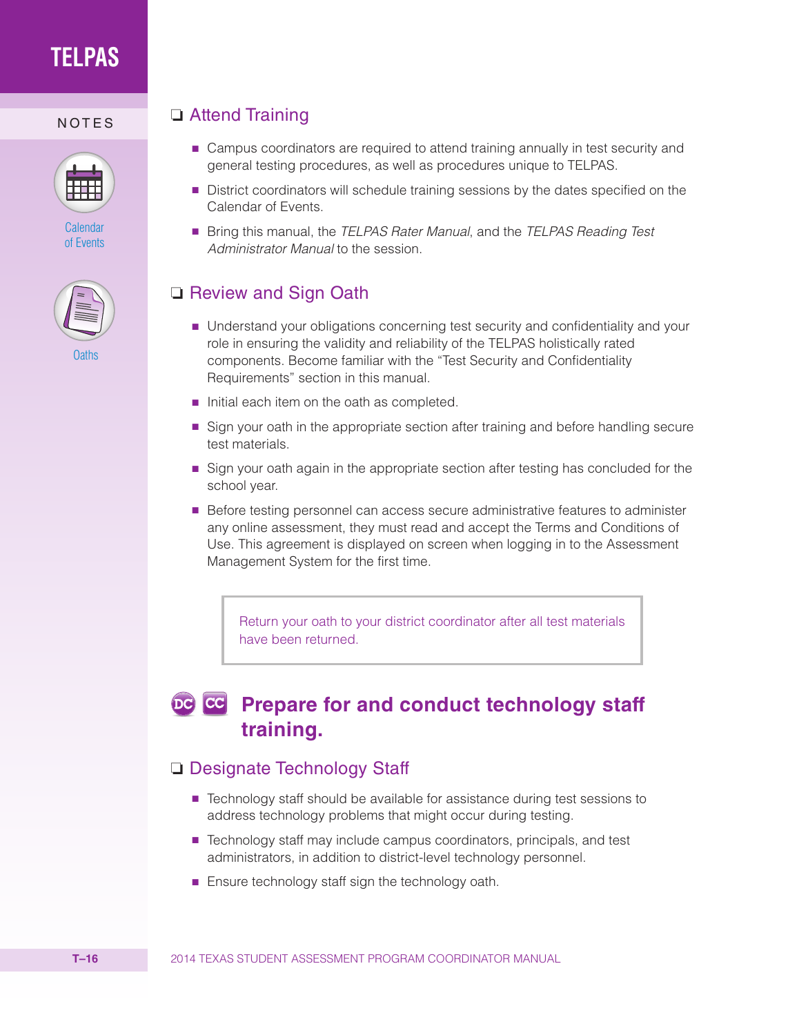## ❑ Attend Training

- Campus coordinators are required to attend training annually in test security and general testing procedures, as well as procedures unique to TELPAS.
- District coordinators will schedule training sessions by the dates specified on the Calendar of Events.
- Bring this manual, the *TELPAS Rater Manual*, and the *TELPAS Reading Test Administrator Manual* to the session.

## ❑ Review and Sign Oath

- Understand your obligations concerning test security and confidentiality and your role in ensuring the validity and reliability of the TELPAS holistically rated components. Become familiar with the "Test Security and Confidentiality Requirements" section in this manual.
- Initial each item on the oath as completed.
- Sign your oath in the appropriate section after training and before handling secure test materials.
- Sign your oath again in the appropriate section after testing has concluded for the school year.
- Before testing personnel can access secure administrative features to administer any online assessment, they must read and accept the Terms and Conditions of Use. This agreement is displayed on screen when logging in to the Assessment Management System for the first time.

> Return your oath to your district coordinator after all test materials have been returned.

# DC CC Prepare for and conduct technology staff training.

## ❑ Designate Technology Staff

- Technology staff should be available for assistance during test sessions to address technology problems that might occur during testing.
- Technology staff may include campus coordinators, principals, and test administrators, in addition to district-level technology personnel.
- Ensure technology staff sign the technology oath.

NOTES

Calendar of Events

Oaths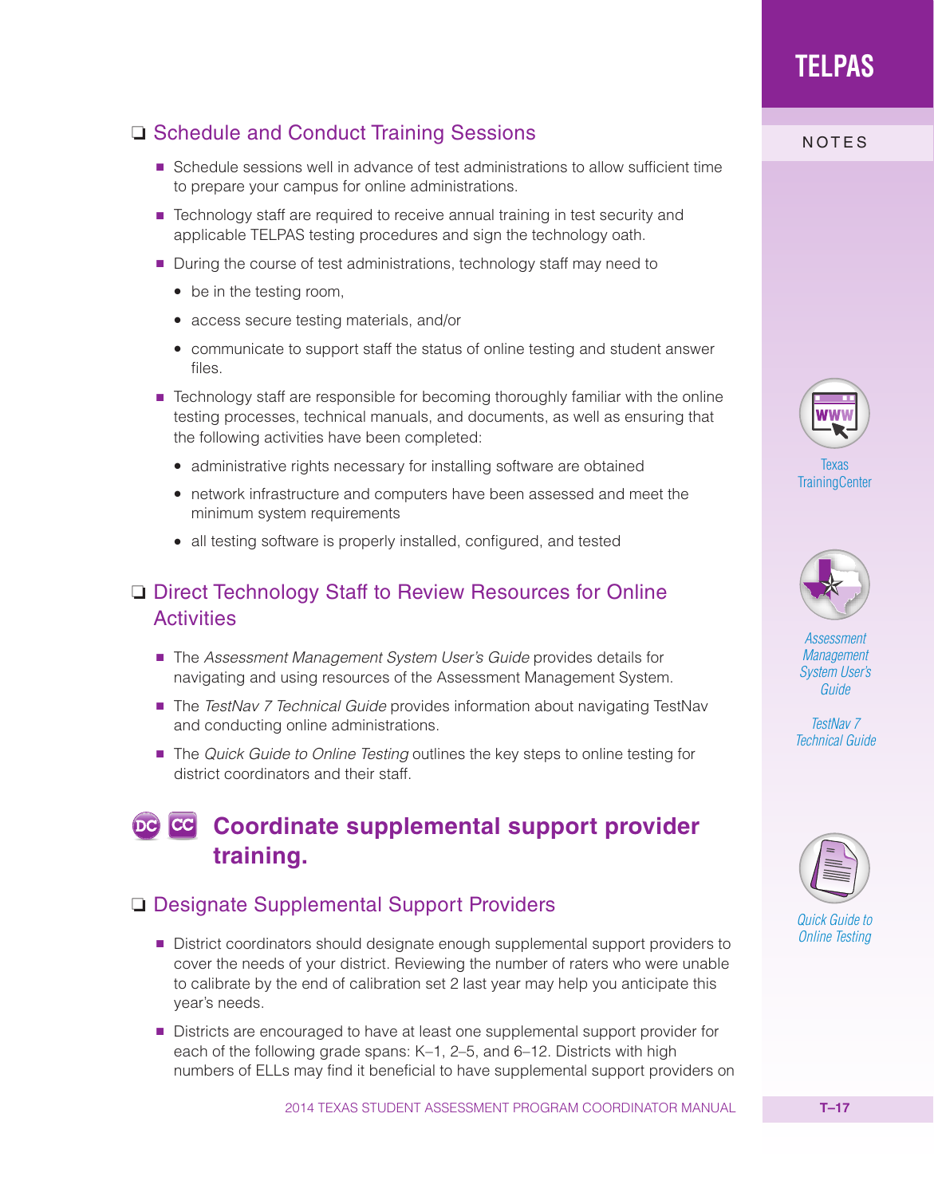## ❑ Schedule and Conduct Training Sessions

- Schedule sessions well in advance of test administrations to allow sufficient time to prepare your campus for online administrations.
- Technology staff are required to receive annual training in test security and applicable TELPAS testing procedures and sign the technology oath.
- During the course of test administrations, technology staff may need to
  - be in the testing room,
  - access secure testing materials, and/or
  - communicate to support staff the status of online testing and student answer files.
- Technology staff are responsible for becoming thoroughly familiar with the online testing processes, technical manuals, and documents, as well as ensuring that the following activities have been completed:
  - administrative rights necessary for installing software are obtained
  - network infrastructure and computers have been assessed and meet the minimum system requirements
  - all testing software is properly installed, configured, and tested

## ❑ Direct Technology Staff to Review Resources for Online Activities

- The *Assessment Management System User's Guide* provides details for navigating and using resources of the Assessment Management System.
- The *TestNav 7 Technical Guide* provides information about navigating TestNav and conducting online administrations.
- The *Quick Guide to Online Testing* outlines the key steps to online testing for district coordinators and their staff.

# DC CC Coordinate supplemental support provider training.

## ❑ Designate Supplemental Support Providers

- District coordinators should designate enough supplemental support providers to cover the needs of your district. Reviewing the number of raters who were unable to calibrate by the end of calibration set 2 last year may help you anticipate this year's needs.
- Districts are encouraged to have at least one supplemental support provider for each of the following grade spans: K–1, 2–5, and 6–12. Districts with high numbers of ELLs may find it beneficial to have supplemental support providers on

NOTES

Texas TrainingCenter

*Assessment Management System User's Guide*

*TestNav 7 Technical Guide*

*Quick Guide to Online Testing*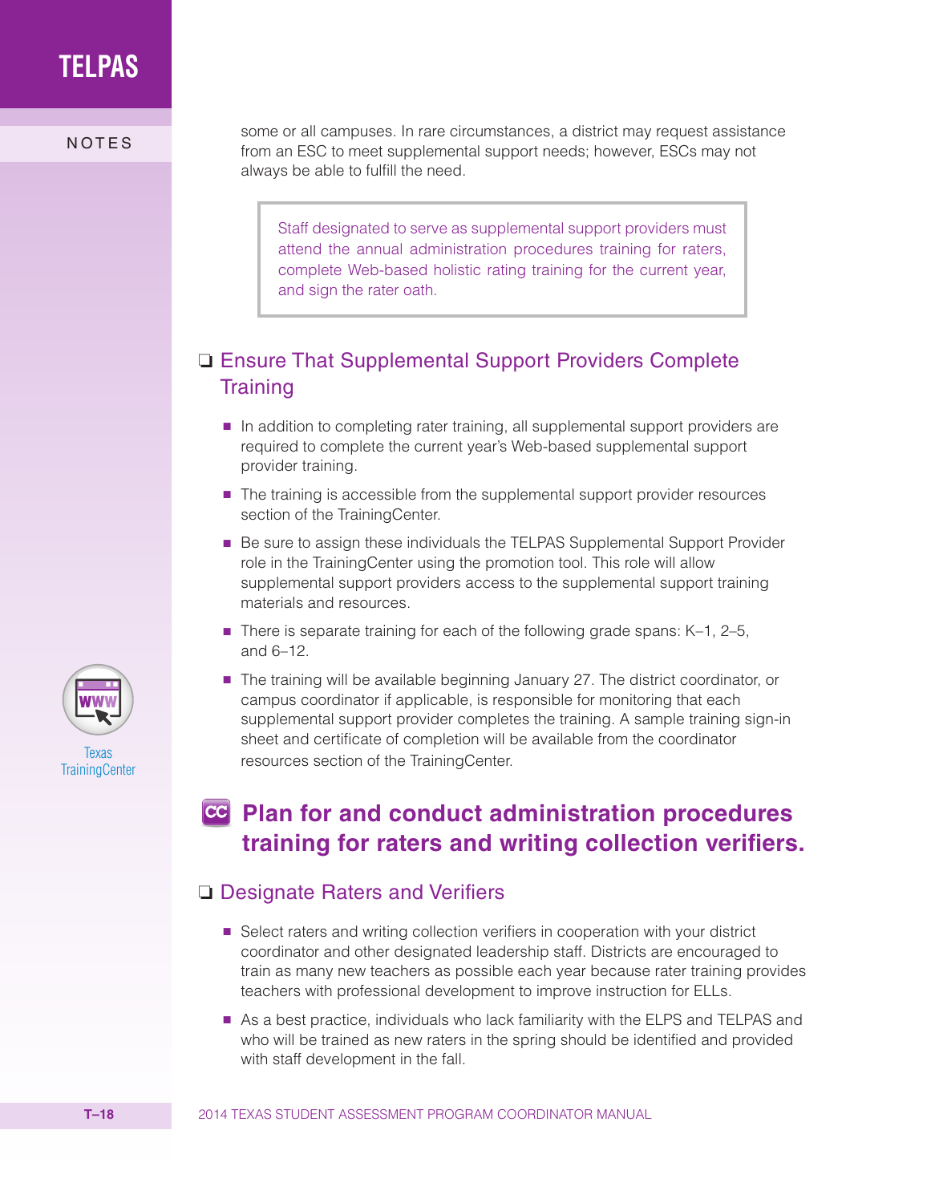some or all campuses. In rare circumstances, a district may request assistance from an ESC to meet supplemental support needs; however, ESCs may not always be able to fulfill the need.

> Staff designated to serve as supplemental support providers must attend the annual administration procedures training for raters, complete Web-based holistic rating training for the current year, and sign the rater oath.

### ❏ Ensure That Supplemental Support Providers Complete Training

- In addition to completing rater training, all supplemental support providers are required to complete the current year's Web-based supplemental support provider training.
- The training is accessible from the supplemental support provider resources section of the TrainingCenter.
- Be sure to assign these individuals the TELPAS Supplemental Support Provider role in the TrainingCenter using the promotion tool. This role will allow supplemental support providers access to the supplemental support training materials and resources.
- There is separate training for each of the following grade spans: K–1, 2–5, and 6–12.
- The training will be available beginning January 27. The district coordinator, or campus coordinator if applicable, is responsible for monitoring that each supplemental support provider completes the training. A sample training sign-in sheet and certificate of completion will be available from the coordinator resources section of the TrainingCenter.

Texas TrainingCenter

## CC Plan for and conduct administration procedures training for raters and writing collection verifiers.

### ❏ Designate Raters and Verifiers

- Select raters and writing collection verifiers in cooperation with your district coordinator and other designated leadership staff. Districts are encouraged to train as many new teachers as possible each year because rater training provides teachers with professional development to improve instruction for ELLs.
- As a best practice, individuals who lack familiarity with the ELPS and TELPAS and who will be trained as new raters in the spring should be identified and provided with staff development in the fall.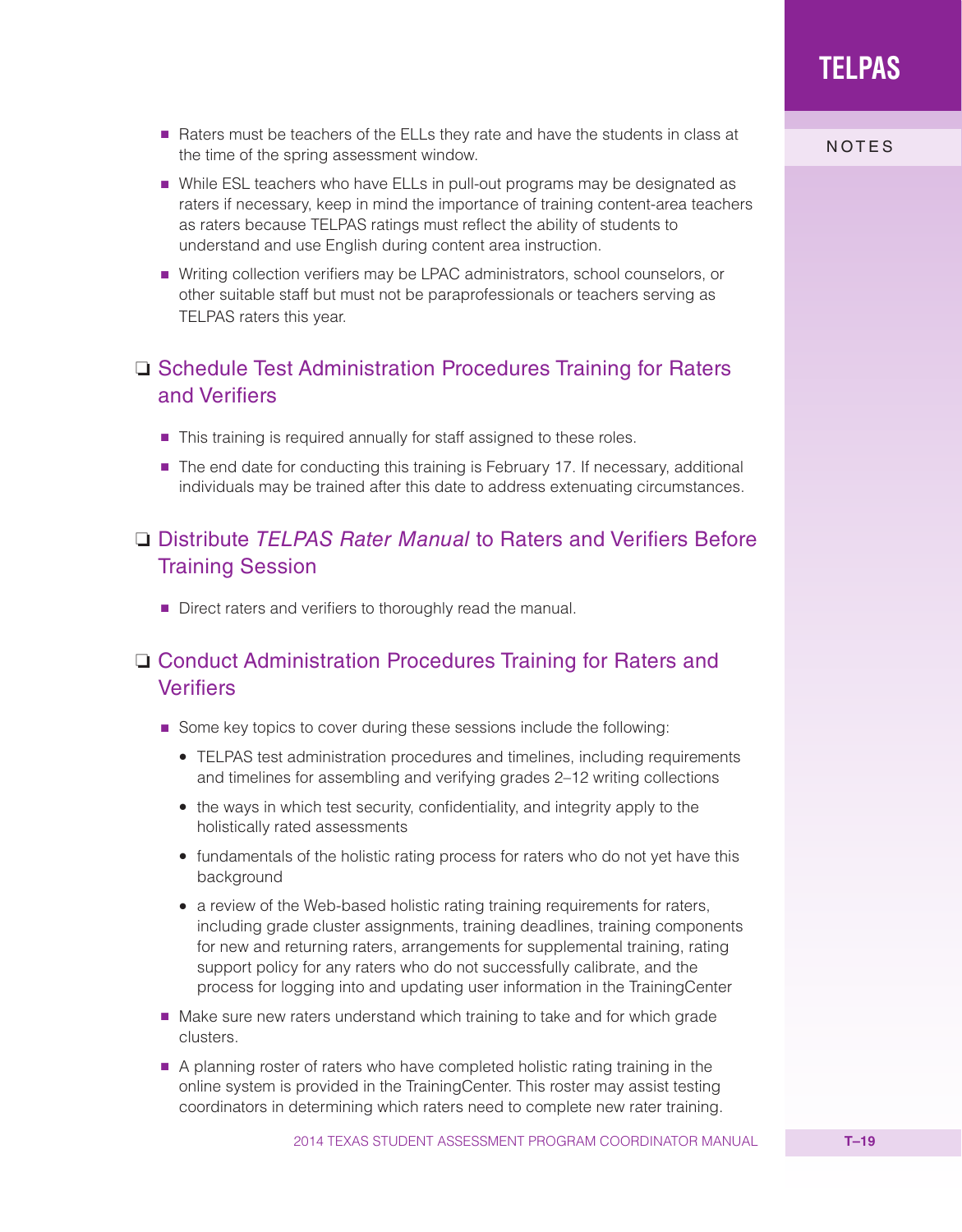- Raters must be teachers of the ELLs they rate and have the students in class at the time of the spring assessment window.
- While ESL teachers who have ELLs in pull-out programs may be designated as raters if necessary, keep in mind the importance of training content-area teachers as raters because TELPAS ratings must reflect the ability of students to understand and use English during content area instruction.
- Writing collection verifiers may be LPAC administrators, school counselors, or other suitable staff but must not be paraprofessionals or teachers serving as TELPAS raters this year.

## ❑ Schedule Test Administration Procedures Training for Raters and Verifiers

- This training is required annually for staff assigned to these roles.
- The end date for conducting this training is February 17. If necessary, additional individuals may be trained after this date to address extenuating circumstances.

## ❑ Distribute *TELPAS Rater Manual* to Raters and Verifiers Before Training Session

- Direct raters and verifiers to thoroughly read the manual.

## ❑ Conduct Administration Procedures Training for Raters and Verifiers

- Some key topics to cover during these sessions include the following:
  - TELPAS test administration procedures and timelines, including requirements and timelines for assembling and verifying grades 2–12 writing collections
  - the ways in which test security, confidentiality, and integrity apply to the holistically rated assessments
  - fundamentals of the holistic rating process for raters who do not yet have this background
  - a review of the Web-based holistic rating training requirements for raters, including grade cluster assignments, training deadlines, training components for new and returning raters, arrangements for supplemental training, rating support policy for any raters who do not successfully calibrate, and the process for logging into and updating user information in the TrainingCenter
- Make sure new raters understand which training to take and for which grade clusters.
- A planning roster of raters who have completed holistic rating training in the online system is provided in the TrainingCenter. This roster may assist testing coordinators in determining which raters need to complete new rater training.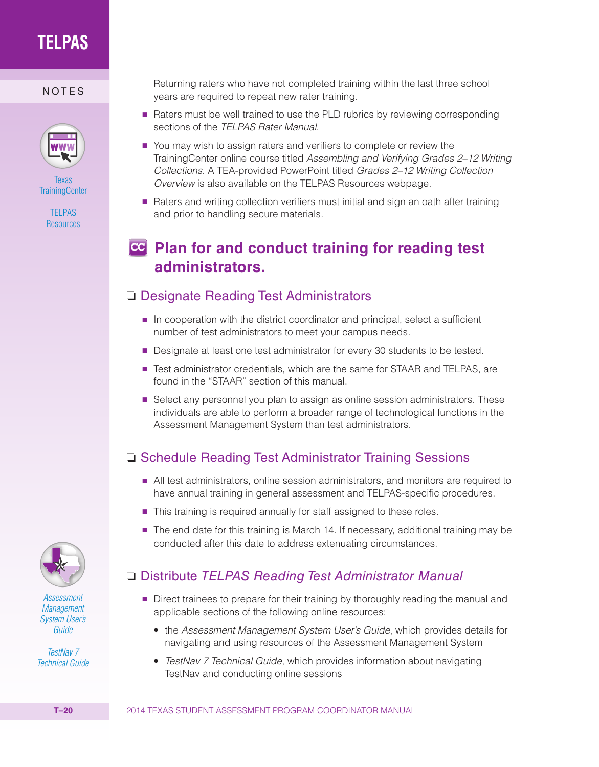Returning raters who have not completed training within the last three school years are required to repeat new rater training.

- Raters must be well trained to use the PLD rubrics by reviewing corresponding sections of the *TELPAS Rater Manual*.
- You may wish to assign raters and verifiers to complete or review the TrainingCenter online course titled *Assembling and Verifying Grades 2–12 Writing Collections*. A TEA-provided PowerPoint titled *Grades 2–12 Writing Collection Overview* is also available on the TELPAS Resources webpage.
- Raters and writing collection verifiers must initial and sign an oath after training and prior to handling secure materials.

## Plan for and conduct training for reading test administrators.

### ❑ Designate Reading Test Administrators

- In cooperation with the district coordinator and principal, select a sufficient number of test administrators to meet your campus needs.
- Designate at least one test administrator for every 30 students to be tested.
- Test administrator credentials, which are the same for STAAR and TELPAS, are found in the "STAAR" section of this manual.
- Select any personnel you plan to assign as online session administrators. These individuals are able to perform a broader range of technological functions in the Assessment Management System than test administrators.

### ❑ Schedule Reading Test Administrator Training Sessions

- All test administrators, online session administrators, and monitors are required to have annual training in general assessment and TELPAS-specific procedures.
- This training is required annually for staff assigned to these roles.
- The end date for this training is March 14. If necessary, additional training may be conducted after this date to address extenuating circumstances.

### ❑ Distribute *TELPAS Reading Test Administrator Manual*

- Direct trainees to prepare for their training by thoroughly reading the manual and applicable sections of the following online resources:
  - the *Assessment Management System User's Guide*, which provides details for navigating and using resources of the Assessment Management System
  - *TestNav 7 Technical Guide*, which provides information about navigating TestNav and conducting online sessions

NOTES

Texas TrainingCenter

TELPAS Resources

*Assessment Management System User's Guide*

*TestNav 7 Technical Guide*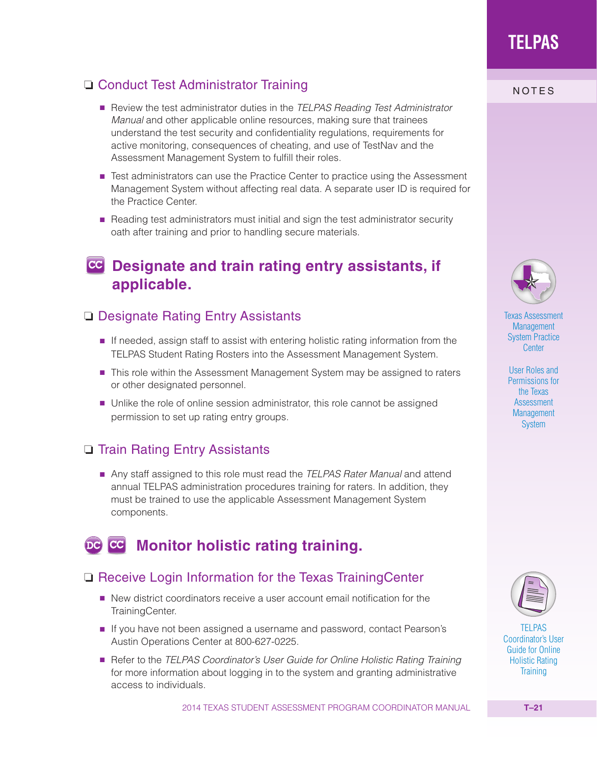❑ Conduct Test Administrator Training

- Review the test administrator duties in the *TELPAS Reading Test Administrator Manual* and other applicable online resources, making sure that trainees understand the test security and confidentiality regulations, requirements for active monitoring, consequences of cheating, and use of TestNav and the Assessment Management System to fulfill their roles.
- Test administrators can use the Practice Center to practice using the Assessment Management System without affecting real data. A separate user ID is required for the Practice Center.
- Reading test administrators must initial and sign the test administrator security oath after training and prior to handling secure materials.

## CC Designate and train rating entry assistants, if applicable.

❑ Designate Rating Entry Assistants

- If needed, assign staff to assist with entering holistic rating information from the TELPAS Student Rating Rosters into the Assessment Management System.
- This role within the Assessment Management System may be assigned to raters or other designated personnel.
- Unlike the role of online session administrator, this role cannot be assigned permission to set up rating entry groups.

❑ Train Rating Entry Assistants

- Any staff assigned to this role must read the *TELPAS Rater Manual* and attend annual TELPAS administration procedures training for raters. In addition, they must be trained to use the applicable Assessment Management System components.

## DC CC Monitor holistic rating training.

❑ Receive Login Information for the Texas TrainingCenter

- New district coordinators receive a user account email notification for the TrainingCenter.
- If you have not been assigned a username and password, contact Pearson's Austin Operations Center at 800-627-0225.
- Refer to the *TELPAS Coordinator's User Guide for Online Holistic Rating Training* for more information about logging in to the system and granting administrative access to individuals.

NOTES

Texas Assessment Management System Practice Center

User Roles and Permissions for the Texas Assessment Management System

TELPAS Coordinator's User Guide for Online Holistic Rating Training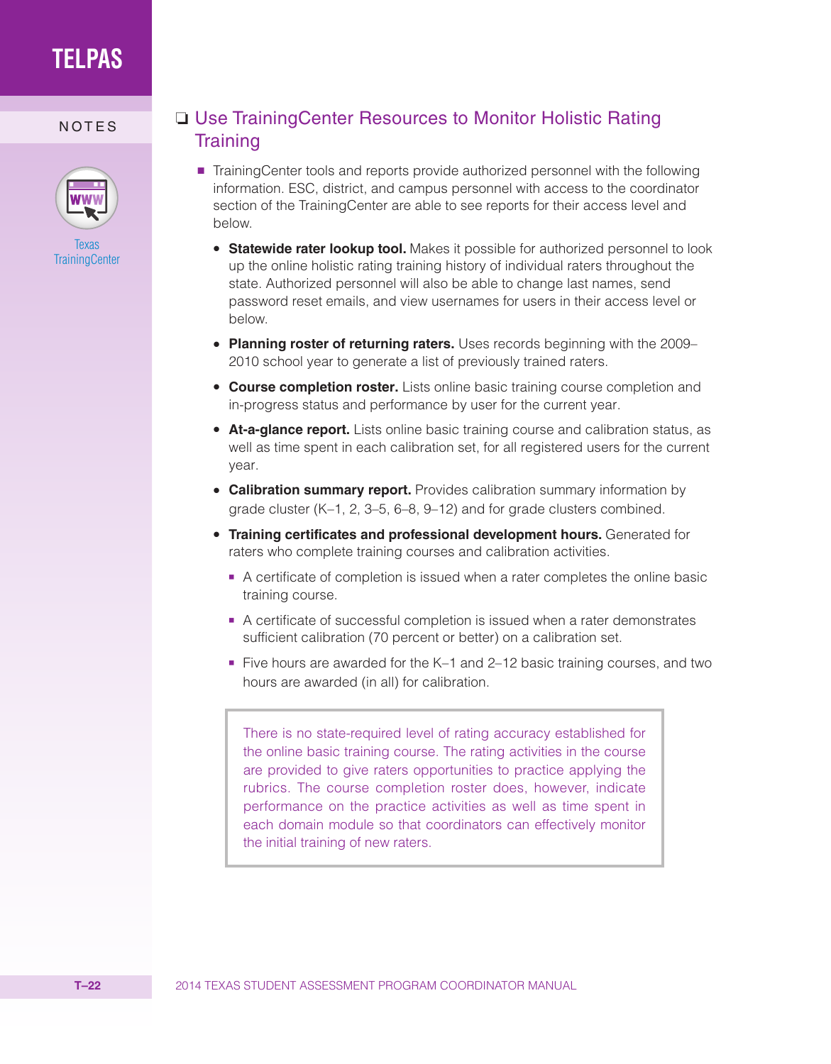## ❏ Use TrainingCenter Resources to Monitor Holistic Rating Training

Texas TrainingCenter

- TrainingCenter tools and reports provide authorized personnel with the following information. ESC, district, and campus personnel with access to the coordinator section of the TrainingCenter are able to see reports for their access level and below.
  - **Statewide rater lookup tool.** Makes it possible for authorized personnel to look up the online holistic rating training history of individual raters throughout the state. Authorized personnel will also be able to change last names, send password reset emails, and view usernames for users in their access level or below.
  - **Planning roster of returning raters.** Uses records beginning with the 2009–2010 school year to generate a list of previously trained raters.
  - **Course completion roster.** Lists online basic training course completion and in-progress status and performance by user for the current year.
  - **At-a-glance report.** Lists online basic training course and calibration status, as well as time spent in each calibration set, for all registered users for the current year.
  - **Calibration summary report.** Provides calibration summary information by grade cluster (K–1, 2, 3–5, 6–8, 9–12) and for grade clusters combined.
  - **Training certificates and professional development hours.** Generated for raters who complete training courses and calibration activities.
    - A certificate of completion is issued when a rater completes the online basic training course.
    - A certificate of successful completion is issued when a rater demonstrates sufficient calibration (70 percent or better) on a calibration set.
    - Five hours are awarded for the K–1 and 2–12 basic training courses, and two hours are awarded (in all) for calibration.

> There is no state-required level of rating accuracy established for the online basic training course. The rating activities in the course are provided to give raters opportunities to practice applying the rubrics. The course completion roster does, however, indicate performance on the practice activities as well as time spent in each domain module so that coordinators can effectively monitor the initial training of new raters.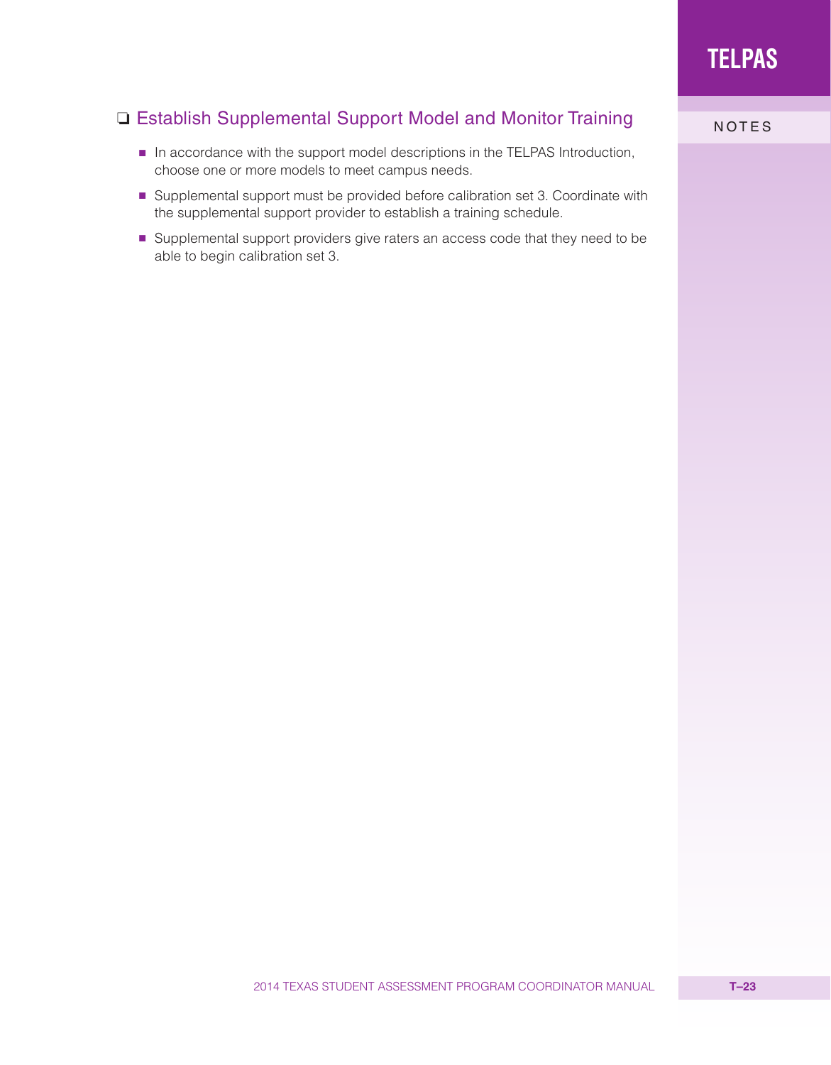## ❑ Establish Supplemental Support Model and Monitor Training

- In accordance with the support model descriptions in the TELPAS Introduction, choose one or more models to meet campus needs.
- Supplemental support must be provided before calibration set 3. Coordinate with the supplemental support provider to establish a training schedule.
- Supplemental support providers give raters an access code that they need to be able to begin calibration set 3.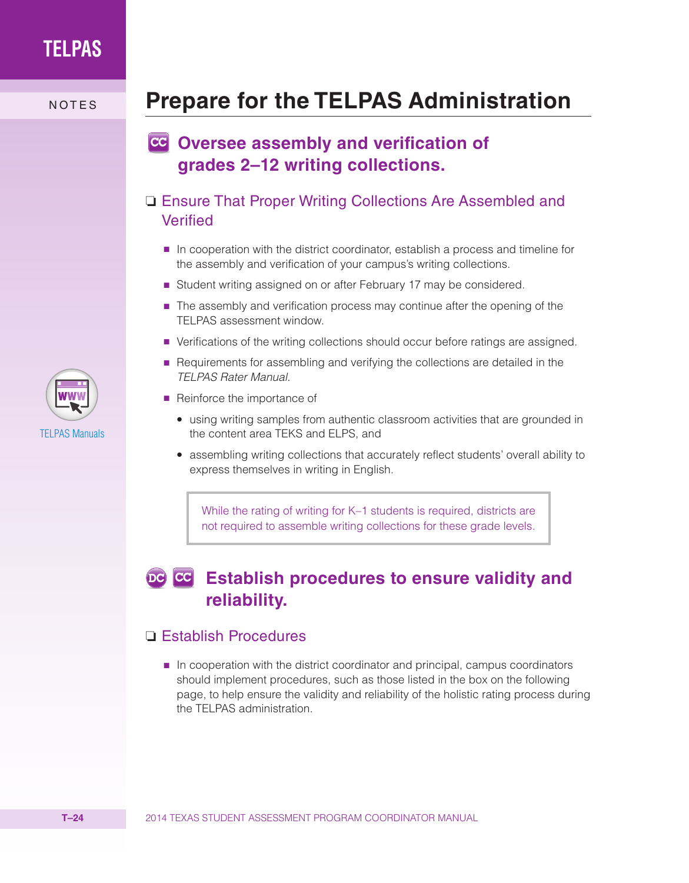# Prepare for the TELPAS Administration

## CC Oversee assembly and verification of grades 2–12 writing collections.

### ❑ Ensure That Proper Writing Collections Are Assembled and Verified

- In cooperation with the district coordinator, establish a process and timeline for the assembly and verification of your campus's writing collections.
- Student writing assigned on or after February 17 may be considered.
- The assembly and verification process may continue after the opening of the TELPAS assessment window.
- Verifications of the writing collections should occur before ratings are assigned.
- Requirements for assembling and verifying the collections are detailed in the *TELPAS Rater Manual.*
- Reinforce the importance of
  - using writing samples from authentic classroom activities that are grounded in the content area TEKS and ELPS, and
  - assembling writing collections that accurately reflect students' overall ability to express themselves in writing in English.

> While the rating of writing for K–1 students is required, districts are not required to assemble writing collections for these grade levels.

TELPAS Manuals

## DC CC Establish procedures to ensure validity and reliability.

### ❑ Establish Procedures

- In cooperation with the district coordinator and principal, campus coordinators should implement procedures, such as those listed in the box on the following page, to help ensure the validity and reliability of the holistic rating process during the TELPAS administration.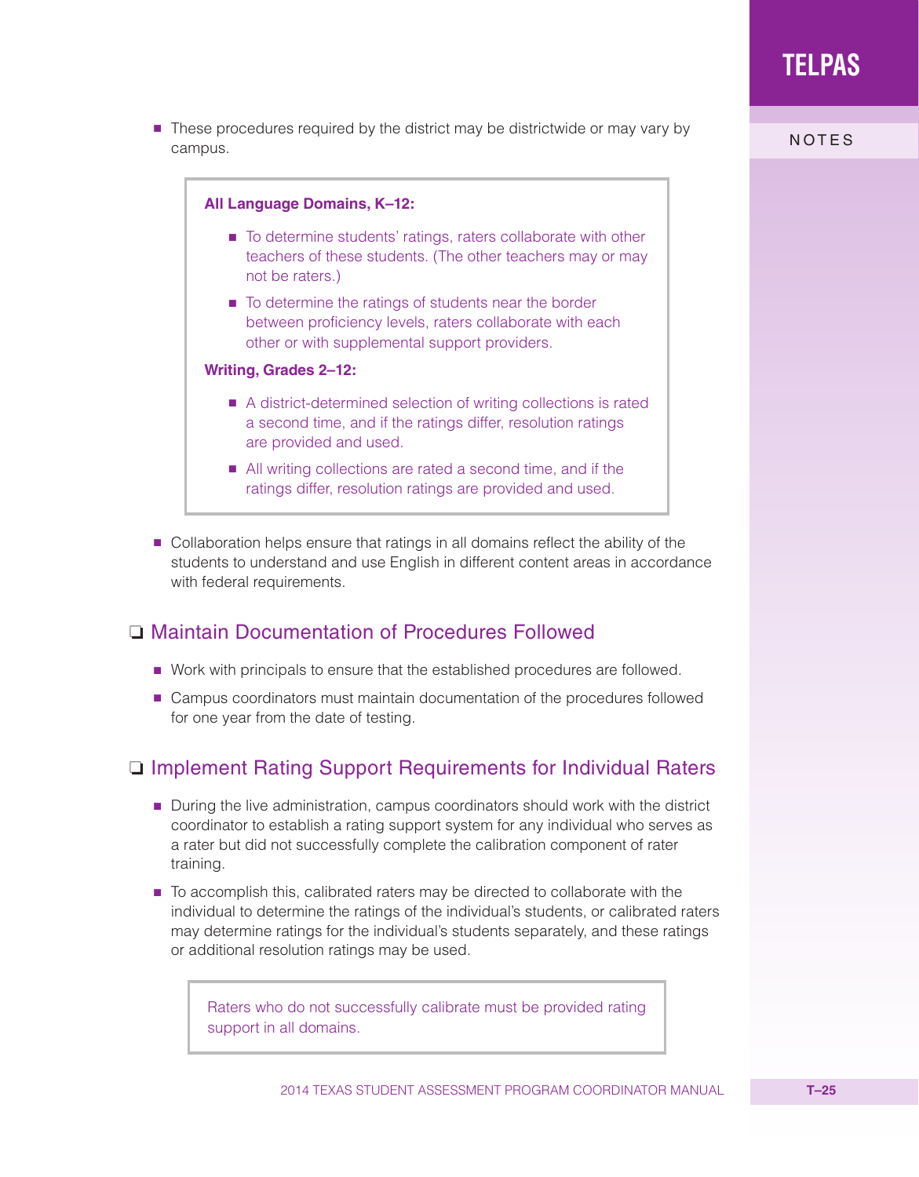- These procedures required by the district may be districtwide or may vary by campus.

> **All Language Domains, K–12:**
>
> - To determine students' ratings, raters collaborate with other teachers of these students. (The other teachers may or may not be raters.)
> - To determine the ratings of students near the border between proficiency levels, raters collaborate with each other or with supplemental support providers.
>
> **Writing, Grades 2–12:**
>
> - A district-determined selection of writing collections is rated a second time, and if the ratings differ, resolution ratings are provided and used.
> - All writing collections are rated a second time, and if the ratings differ, resolution ratings are provided and used.

- Collaboration helps ensure that ratings in all domains reflect the ability of the students to understand and use English in different content areas in accordance with federal requirements.

## ❑ Maintain Documentation of Procedures Followed

- Work with principals to ensure that the established procedures are followed.
- Campus coordinators must maintain documentation of the procedures followed for one year from the date of testing.

## ❑ Implement Rating Support Requirements for Individual Raters

- During the live administration, campus coordinators should work with the district coordinator to establish a rating support system for any individual who serves as a rater but did not successfully complete the calibration component of rater training.
- To accomplish this, calibrated raters may be directed to collaborate with the individual to determine the ratings of the individual's students, or calibrated raters may determine ratings for the individual's students separately, and these ratings or additional resolution ratings may be used.

> Raters who do not successfully calibrate must be provided rating support in all domains.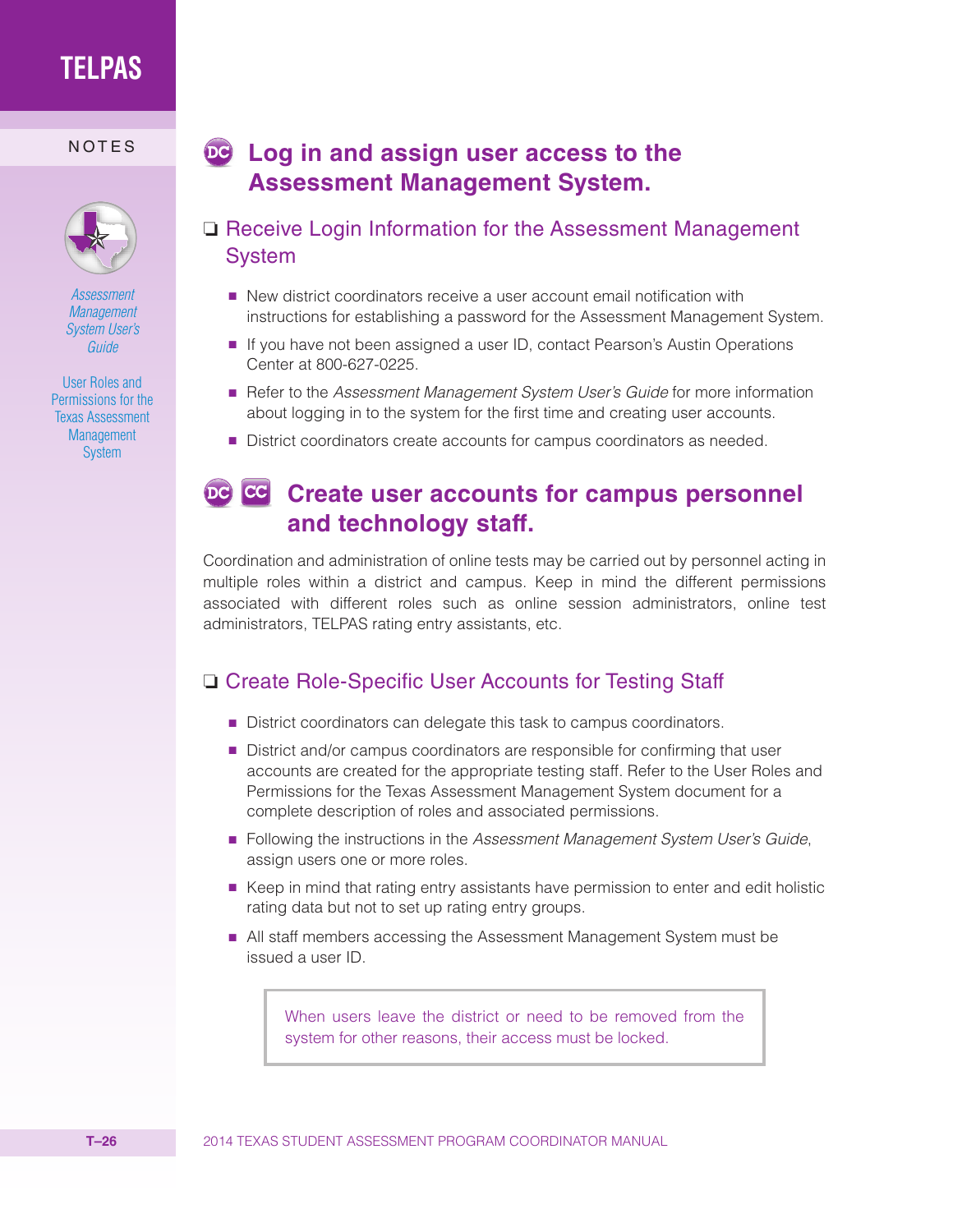NOTES

*Assessment Management System User's Guide*

User Roles and Permissions for the Texas Assessment Management System

## DC Log in and assign user access to the Assessment Management System.

### ❑ Receive Login Information for the Assessment Management System

- New district coordinators receive a user account email notification with instructions for establishing a password for the Assessment Management System.
- If you have not been assigned a user ID, contact Pearson's Austin Operations Center at 800-627-0225.
- Refer to the *Assessment Management System User's Guide* for more information about logging in to the system for the first time and creating user accounts.
- District coordinators create accounts for campus coordinators as needed.

## DC CC Create user accounts for campus personnel and technology staff.

Coordination and administration of online tests may be carried out by personnel acting in multiple roles within a district and campus. Keep in mind the different permissions associated with different roles such as online session administrators, online test administrators, TELPAS rating entry assistants, etc.

### ❑ Create Role-Specific User Accounts for Testing Staff

- District coordinators can delegate this task to campus coordinators.
- District and/or campus coordinators are responsible for confirming that user accounts are created for the appropriate testing staff. Refer to the User Roles and Permissions for the Texas Assessment Management System document for a complete description of roles and associated permissions.
- Following the instructions in the *Assessment Management System User's Guide*, assign users one or more roles.
- Keep in mind that rating entry assistants have permission to enter and edit holistic rating data but not to set up rating entry groups.
- All staff members accessing the Assessment Management System must be issued a user ID.

> When users leave the district or need to be removed from the system for other reasons, their access must be locked.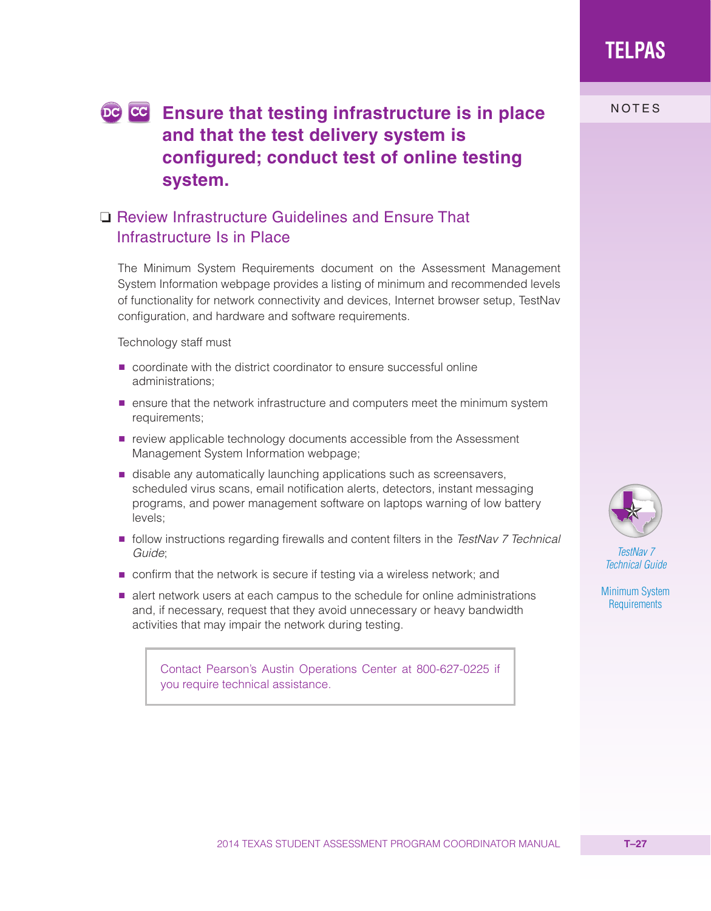## Ensure that testing infrastructure is in place and that the test delivery system is configured; conduct test of online testing system.

### ❑ Review Infrastructure Guidelines and Ensure That Infrastructure Is in Place

The Minimum System Requirements document on the Assessment Management System Information webpage provides a listing of minimum and recommended levels of functionality for network connectivity and devices, Internet browser setup, TestNav configuration, and hardware and software requirements.

Technology staff must

- coordinate with the district coordinator to ensure successful online administrations;
- ensure that the network infrastructure and computers meet the minimum system requirements;
- review applicable technology documents accessible from the Assessment Management System Information webpage;
- disable any automatically launching applications such as screensavers, scheduled virus scans, email notification alerts, detectors, instant messaging programs, and power management software on laptops warning of low battery levels;
- follow instructions regarding firewalls and content filters in the *TestNav 7 Technical Guide*;
- confirm that the network is secure if testing via a wireless network; and
- alert network users at each campus to the schedule for online administrations and, if necessary, request that they avoid unnecessary or heavy bandwidth activities that may impair the network during testing.

> Contact Pearson's Austin Operations Center at 800-627-0225 if you require technical assistance.

NOTES

*TestNav 7 Technical Guide*

Minimum System Requirements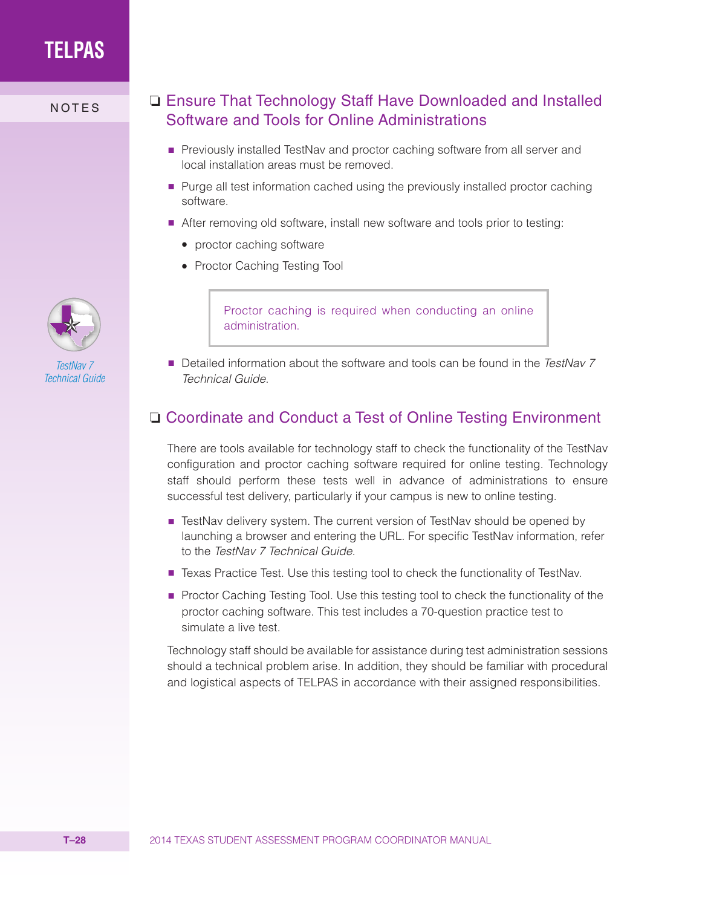❏ Ensure That Technology Staff Have Downloaded and Installed Software and Tools for Online Administrations

- Previously installed TestNav and proctor caching software from all server and local installation areas must be removed.
- Purge all test information cached using the previously installed proctor caching software.
- After removing old software, install new software and tools prior to testing:
  - proctor caching software
  - Proctor Caching Testing Tool

> Proctor caching is required when conducting an online administration.

- Detailed information about the software and tools can be found in the *TestNav 7 Technical Guide*.

*TestNav 7 Technical Guide*

❏ Coordinate and Conduct a Test of Online Testing Environment

There are tools available for technology staff to check the functionality of the TestNav configuration and proctor caching software required for online testing. Technology staff should perform these tests well in advance of administrations to ensure successful test delivery, particularly if your campus is new to online testing.

- TestNav delivery system. The current version of TestNav should be opened by launching a browser and entering the URL. For specific TestNav information, refer to the *TestNav 7 Technical Guide*.
- Texas Practice Test. Use this testing tool to check the functionality of TestNav.
- Proctor Caching Testing Tool. Use this testing tool to check the functionality of the proctor caching software. This test includes a 70-question practice test to simulate a live test.

Technology staff should be available for assistance during test administration sessions should a technical problem arise. In addition, they should be familiar with procedural and logistical aspects of TELPAS in accordance with their assigned responsibilities.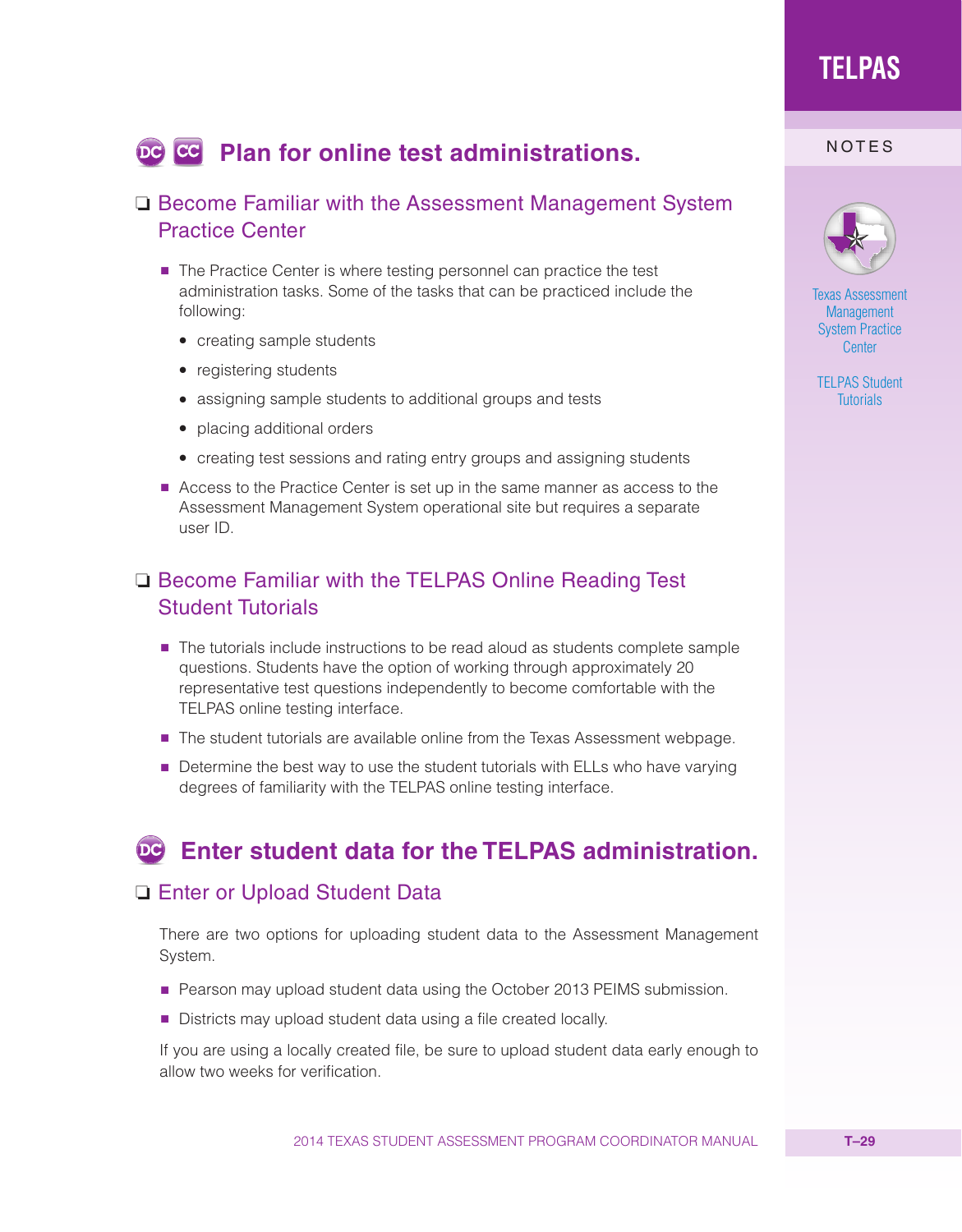## DC CC Plan for online test administrations.

### ❑ Become Familiar with the Assessment Management System Practice Center

- The Practice Center is where testing personnel can practice the test administration tasks. Some of the tasks that can be practiced include the following:
  - creating sample students
  - registering students
  - assigning sample students to additional groups and tests
  - placing additional orders
  - creating test sessions and rating entry groups and assigning students
- Access to the Practice Center is set up in the same manner as access to the Assessment Management System operational site but requires a separate user ID.

### ❑ Become Familiar with the TELPAS Online Reading Test Student Tutorials

- The tutorials include instructions to be read aloud as students complete sample questions. Students have the option of working through approximately 20 representative test questions independently to become comfortable with the TELPAS online testing interface.
- The student tutorials are available online from the Texas Assessment webpage.
- Determine the best way to use the student tutorials with ELLs who have varying degrees of familiarity with the TELPAS online testing interface.

## DC Enter student data for the TELPAS administration.

### ❑ Enter or Upload Student Data

There are two options for uploading student data to the Assessment Management System.

- Pearson may upload student data using the October 2013 PEIMS submission.
- Districts may upload student data using a file created locally.

If you are using a locally created file, be sure to upload student data early enough to allow two weeks for verification.

NOTES

Texas Assessment Management System Practice Center

TELPAS Student Tutorials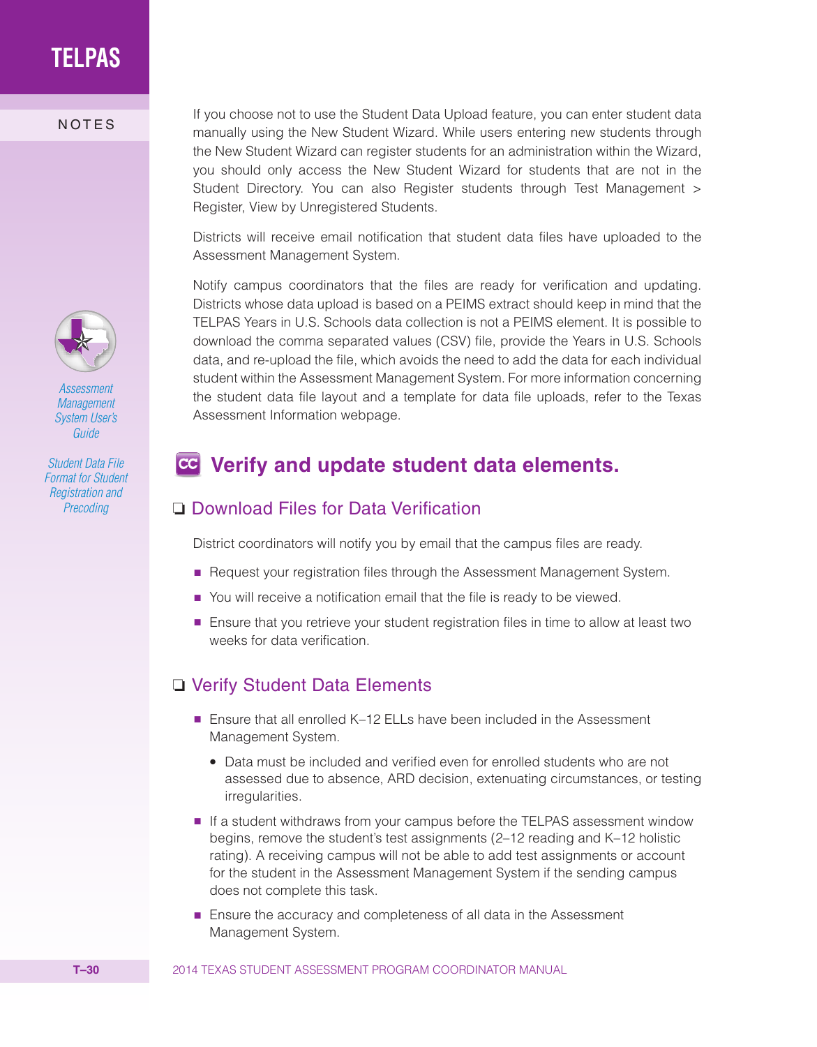If you choose not to use the Student Data Upload feature, you can enter student data manually using the New Student Wizard. While users entering new students through the New Student Wizard can register students for an administration within the Wizard, you should only access the New Student Wizard for students that are not in the Student Directory. You can also Register students through Test Management > Register, View by Unregistered Students.

Districts will receive email notification that student data files have uploaded to the Assessment Management System.

Notify campus coordinators that the files are ready for verification and updating. Districts whose data upload is based on a PEIMS extract should keep in mind that the TELPAS Years in U.S. Schools data collection is not a PEIMS element. It is possible to download the comma separated values (CSV) file, provide the Years in U.S. Schools data, and re-upload the file, which avoids the need to add the data for each individual student within the Assessment Management System. For more information concerning the student data file layout and a template for data file uploads, refer to the Texas Assessment Information webpage.

*Assessment Management System User's Guide*

*Student Data File Format for Student Registration and Precoding*

## CC Verify and update student data elements.

### ❑ Download Files for Data Verification

District coordinators will notify you by email that the campus files are ready.

- Request your registration files through the Assessment Management System.
- You will receive a notification email that the file is ready to be viewed.
- Ensure that you retrieve your student registration files in time to allow at least two weeks for data verification.

### ❑ Verify Student Data Elements

- Ensure that all enrolled K–12 ELLs have been included in the Assessment Management System.
  - Data must be included and verified even for enrolled students who are not assessed due to absence, ARD decision, extenuating circumstances, or testing irregularities.
- If a student withdraws from your campus before the TELPAS assessment window begins, remove the student's test assignments (2–12 reading and K–12 holistic rating). A receiving campus will not be able to add test assignments or account for the student in the Assessment Management System if the sending campus does not complete this task.
- Ensure the accuracy and completeness of all data in the Assessment Management System.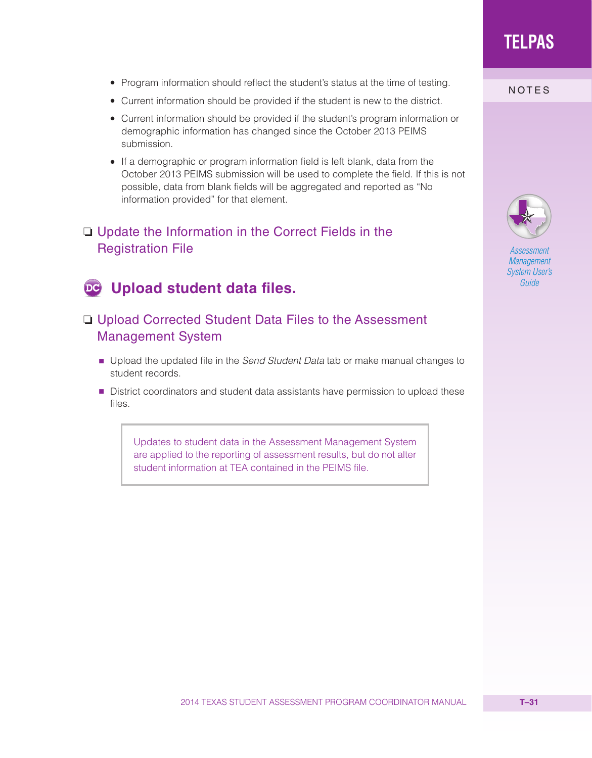- Program information should reflect the student's status at the time of testing.
- Current information should be provided if the student is new to the district.
- Current information should be provided if the student's program information or demographic information has changed since the October 2013 PEIMS submission.
- If a demographic or program information field is left blank, data from the October 2013 PEIMS submission will be used to complete the field. If this is not possible, data from blank fields will be aggregated and reported as "No information provided" for that element.

❑ Update the Information in the Correct Fields in the Registration File

## DC Upload student data files.

❑ Upload Corrected Student Data Files to the Assessment Management System

- Upload the updated file in the *Send Student Data* tab or make manual changes to student records.
- District coordinators and student data assistants have permission to upload these files.

> Updates to student data in the Assessment Management System are applied to the reporting of assessment results, but do not alter student information at TEA contained in the PEIMS file.

NOTES

*Assessment Management System User's Guide*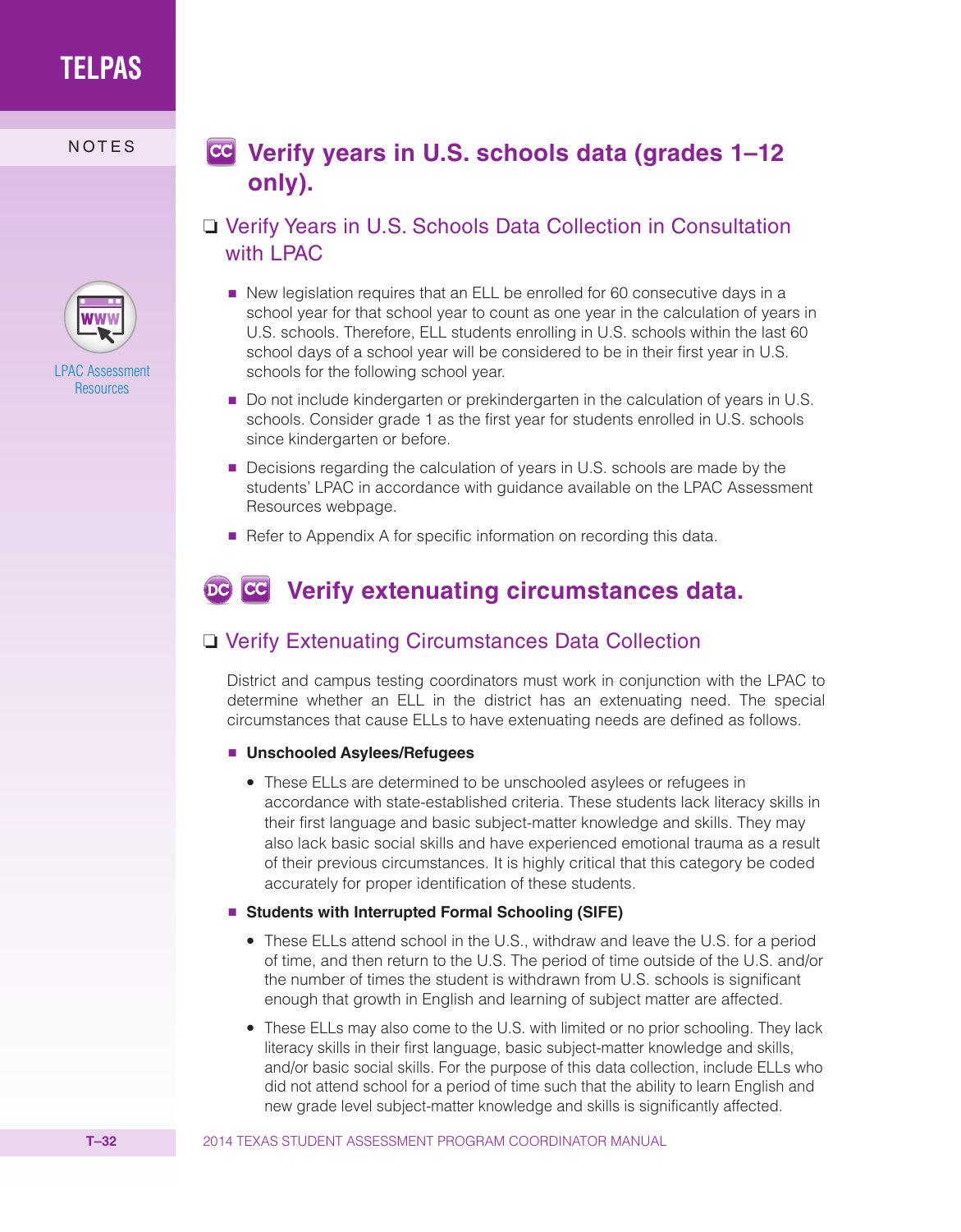## CC Verify years in U.S. schools data (grades 1–12 only).

### ❑ Verify Years in U.S. Schools Data Collection in Consultation with LPAC

LPAC Assessment Resources

- New legislation requires that an ELL be enrolled for 60 consecutive days in a school year for that school year to count as one year in the calculation of years in U.S. schools. Therefore, ELL students enrolling in U.S. schools within the last 60 school days of a school year will be considered to be in their first year in U.S. schools for the following school year.
- Do not include kindergarten or prekindergarten in the calculation of years in U.S. schools. Consider grade 1 as the first year for students enrolled in U.S. schools since kindergarten or before.
- Decisions regarding the calculation of years in U.S. schools are made by the students' LPAC in accordance with guidance available on the LPAC Assessment Resources webpage.
- Refer to Appendix A for specific information on recording this data.

## DC CC Verify extenuating circumstances data.

### ❑ Verify Extenuating Circumstances Data Collection

District and campus testing coordinators must work in conjunction with the LPAC to determine whether an ELL in the district has an extenuating need. The special circumstances that cause ELLs to have extenuating needs are defined as follows.

- **Unschooled Asylees/Refugees**
  - These ELLs are determined to be unschooled asylees or refugees in accordance with state-established criteria. These students lack literacy skills in their first language and basic subject-matter knowledge and skills. They may also lack basic social skills and have experienced emotional trauma as a result of their previous circumstances. It is highly critical that this category be coded accurately for proper identification of these students.
- **Students with Interrupted Formal Schooling (SIFE)**
  - These ELLs attend school in the U.S., withdraw and leave the U.S. for a period of time, and then return to the U.S. The period of time outside of the U.S. and/or the number of times the student is withdrawn from U.S. schools is significant enough that growth in English and learning of subject matter are affected.
  - These ELLs may also come to the U.S. with limited or no prior schooling. They lack literacy skills in their first language, basic subject-matter knowledge and skills, and/or basic social skills. For the purpose of this data collection, include ELLs who did not attend school for a period of time such that the ability to learn English and new grade level subject-matter knowledge and skills is significantly affected.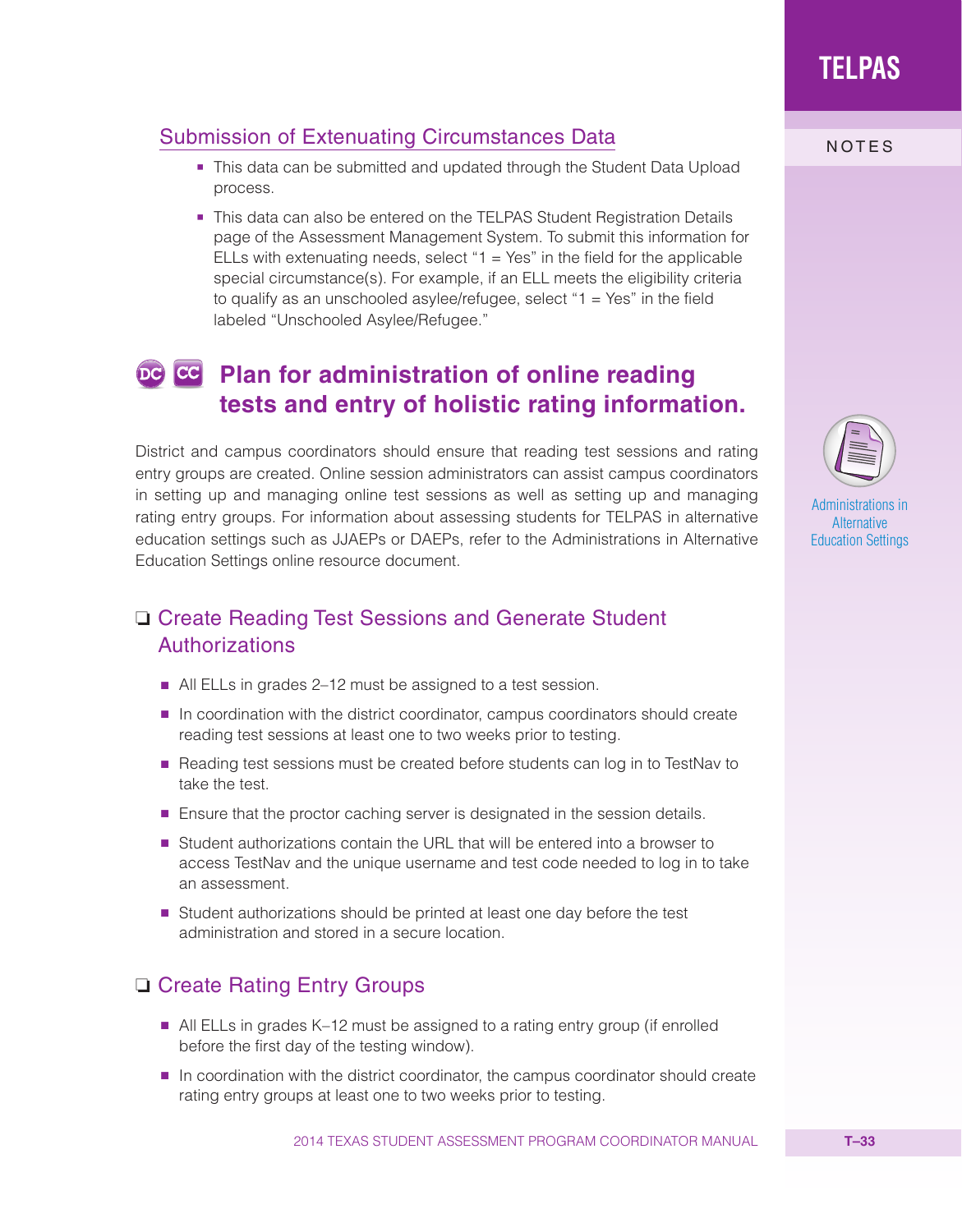### Submission of Extenuating Circumstances Data

- This data can be submitted and updated through the Student Data Upload process.
- This data can also be entered on the TELPAS Student Registration Details page of the Assessment Management System. To submit this information for ELLs with extenuating needs, select "1 = Yes" in the field for the applicable special circumstance(s). For example, if an ELL meets the eligibility criteria to qualify as an unschooled asylee/refugee, select "1 = Yes" in the field labeled "Unschooled Asylee/Refugee."

## DC CC Plan for administration of online reading tests and entry of holistic rating information.

District and campus coordinators should ensure that reading test sessions and rating entry groups are created. Online session administrators can assist campus coordinators in setting up and managing online test sessions as well as setting up and managing rating entry groups. For information about assessing students for TELPAS in alternative education settings such as JJAEPs or DAEPs, refer to the Administrations in Alternative Education Settings online resource document.

Administrations in Alternative Education Settings

### ❑ Create Reading Test Sessions and Generate Student Authorizations

- All ELLs in grades 2–12 must be assigned to a test session.
- In coordination with the district coordinator, campus coordinators should create reading test sessions at least one to two weeks prior to testing.
- Reading test sessions must be created before students can log in to TestNav to take the test.
- Ensure that the proctor caching server is designated in the session details.
- Student authorizations contain the URL that will be entered into a browser to access TestNav and the unique username and test code needed to log in to take an assessment.
- Student authorizations should be printed at least one day before the test administration and stored in a secure location.

### ❑ Create Rating Entry Groups

- All ELLs in grades K–12 must be assigned to a rating entry group (if enrolled before the first day of the testing window).
- In coordination with the district coordinator, the campus coordinator should create rating entry groups at least one to two weeks prior to testing.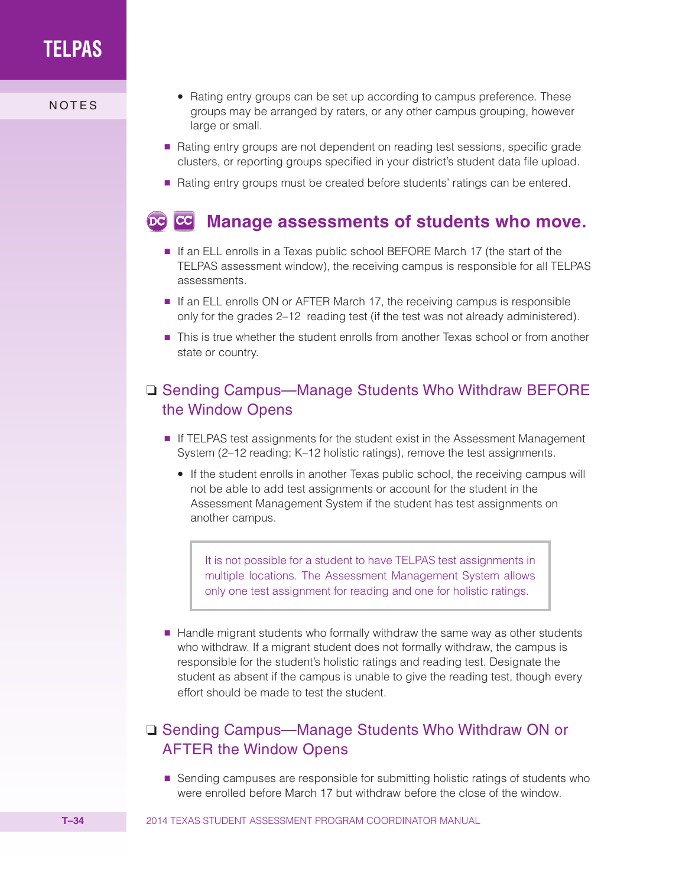- Rating entry groups can be set up according to campus preference. These groups may be arranged by raters, or any other campus grouping, however large or small.

- Rating entry groups are not dependent on reading test sessions, specific grade clusters, or reporting groups specified in your district's student data file upload.
- Rating entry groups must be created before students' ratings can be entered.

## DC CC Manage assessments of students who move.

- If an ELL enrolls in a Texas public school BEFORE March 17 (the start of the TELPAS assessment window), the receiving campus is responsible for all TELPAS assessments.
- If an ELL enrolls ON or AFTER March 17, the receiving campus is responsible only for the grades 2–12 reading test (if the test was not already administered).
- This is true whether the student enrolls from another Texas school or from another state or country.

### ❑ Sending Campus—Manage Students Who Withdraw BEFORE the Window Opens

- If TELPAS test assignments for the student exist in the Assessment Management System (2–12 reading; K–12 holistic ratings), remove the test assignments.
  - If the student enrolls in another Texas public school, the receiving campus will not be able to add test assignments or account for the student in the Assessment Management System if the student has test assignments on another campus.

> It is not possible for a student to have TELPAS test assignments in multiple locations. The Assessment Management System allows only one test assignment for reading and one for holistic ratings.

- Handle migrant students who formally withdraw the same way as other students who withdraw. If a migrant student does not formally withdraw, the campus is responsible for the student's holistic ratings and reading test. Designate the student as absent if the campus is unable to give the reading test, though every effort should be made to test the student.

### ❑ Sending Campus—Manage Students Who Withdraw ON or AFTER the Window Opens

- Sending campuses are responsible for submitting holistic ratings of students who were enrolled before March 17 but withdraw before the close of the window.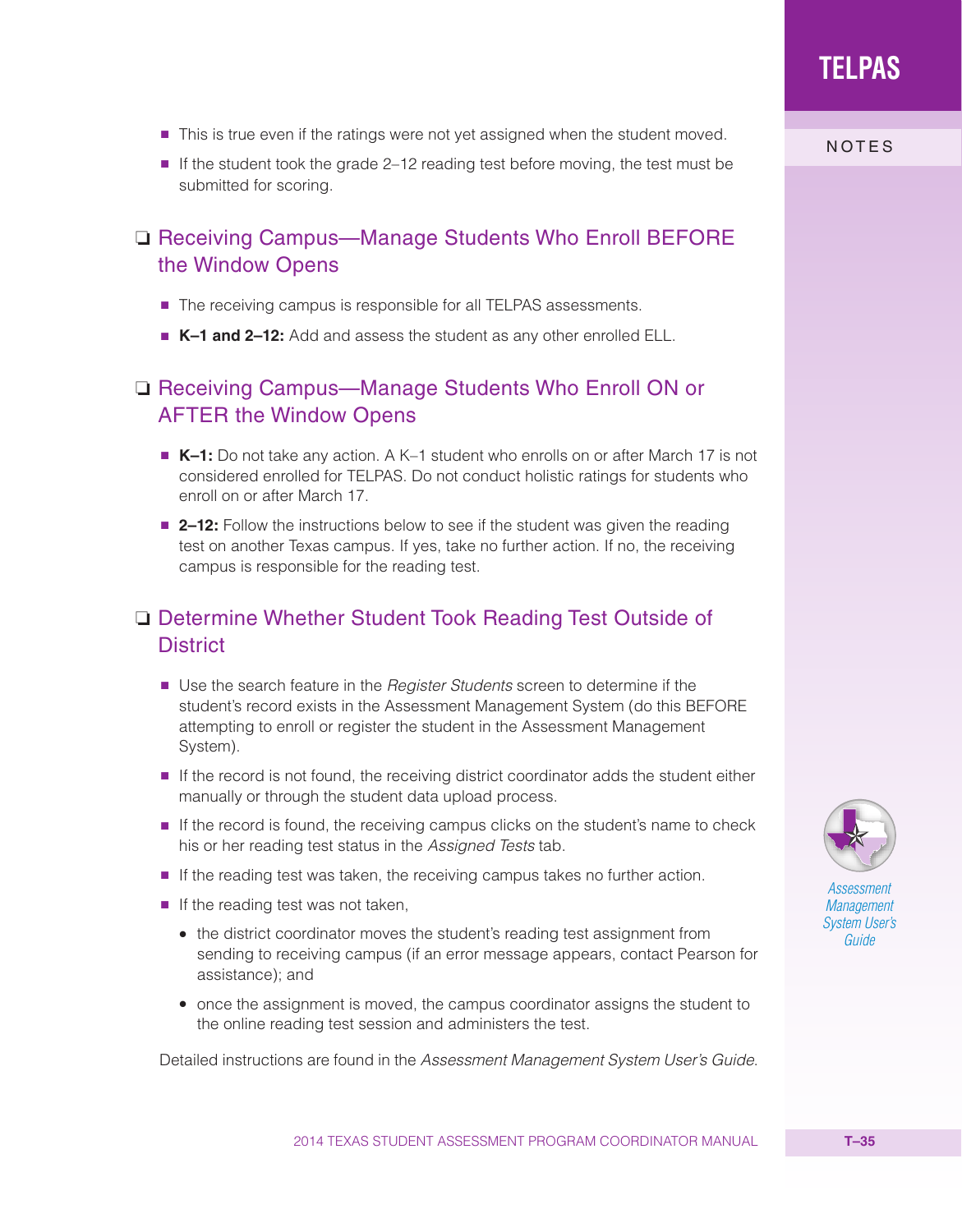- This is true even if the ratings were not yet assigned when the student moved.
- If the student took the grade 2–12 reading test before moving, the test must be submitted for scoring.

## ❑ Receiving Campus—Manage Students Who Enroll BEFORE the Window Opens

- The receiving campus is responsible for all TELPAS assessments.
- **K–1 and 2–12:** Add and assess the student as any other enrolled ELL.

## ❑ Receiving Campus—Manage Students Who Enroll ON or AFTER the Window Opens

- **K–1:** Do not take any action. A K–1 student who enrolls on or after March 17 is not considered enrolled for TELPAS. Do not conduct holistic ratings for students who enroll on or after March 17.
- **2–12:** Follow the instructions below to see if the student was given the reading test on another Texas campus. If yes, take no further action. If no, the receiving campus is responsible for the reading test.

## ❑ Determine Whether Student Took Reading Test Outside of District

- Use the search feature in the *Register Students* screen to determine if the student's record exists in the Assessment Management System (do this BEFORE attempting to enroll or register the student in the Assessment Management System).
- If the record is not found, the receiving district coordinator adds the student either manually or through the student data upload process.
- If the record is found, the receiving campus clicks on the student's name to check his or her reading test status in the *Assigned Tests* tab.
- If the reading test was taken, the receiving campus takes no further action.
- If the reading test was not taken,
  - the district coordinator moves the student's reading test assignment from sending to receiving campus (if an error message appears, contact Pearson for assistance); and
  - once the assignment is moved, the campus coordinator assigns the student to the online reading test session and administers the test.

Detailed instructions are found in the *Assessment Management System User's Guide*.

NOTES

*Assessment Management System User's Guide*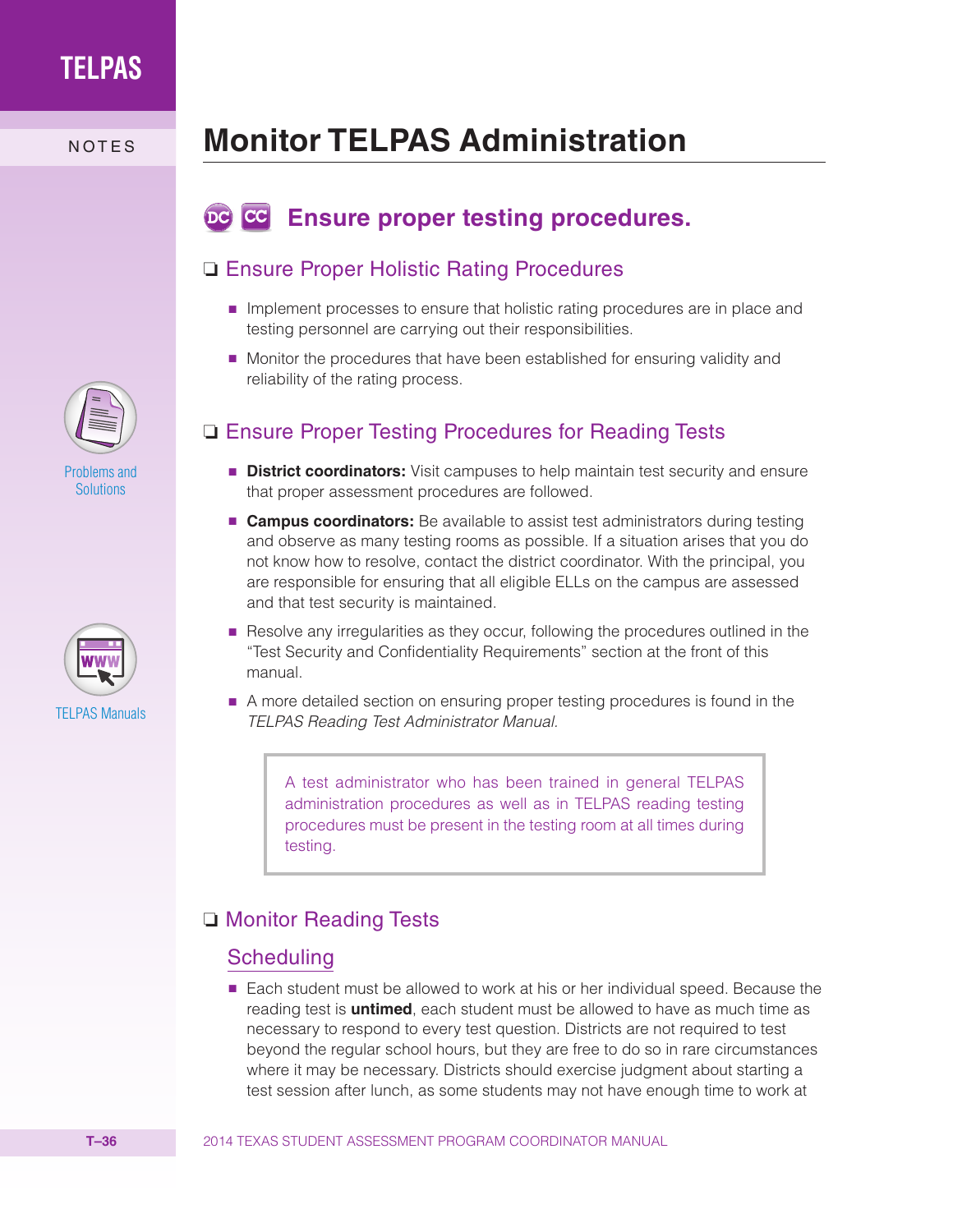# Monitor TELPAS Administration

## Ensure proper testing procedures.

### ❑ Ensure Proper Holistic Rating Procedures

- Implement processes to ensure that holistic rating procedures are in place and testing personnel are carrying out their responsibilities.
- Monitor the procedures that have been established for ensuring validity and reliability of the rating process.

### ❑ Ensure Proper Testing Procedures for Reading Tests

- **District coordinators:** Visit campuses to help maintain test security and ensure that proper assessment procedures are followed.
- **Campus coordinators:** Be available to assist test administrators during testing and observe as many testing rooms as possible. If a situation arises that you do not know how to resolve, contact the district coordinator. With the principal, you are responsible for ensuring that all eligible ELLs on the campus are assessed and that test security is maintained.
- Resolve any irregularities as they occur, following the procedures outlined in the "Test Security and Confidentiality Requirements" section at the front of this manual.
- A more detailed section on ensuring proper testing procedures is found in the *TELPAS Reading Test Administrator Manual*.

> A test administrator who has been trained in general TELPAS administration procedures as well as in TELPAS reading testing procedures must be present in the testing room at all times during testing.

Problems and Solutions

TELPAS Manuals

### ❑ Monitor Reading Tests

#### Scheduling

- Each student must be allowed to work at his or her individual speed. Because the reading test is **untimed**, each student must be allowed to have as much time as necessary to respond to every test question. Districts are not required to test beyond the regular school hours, but they are free to do so in rare circumstances where it may be necessary. Districts should exercise judgment about starting a test session after lunch, as some students may not have enough time to work at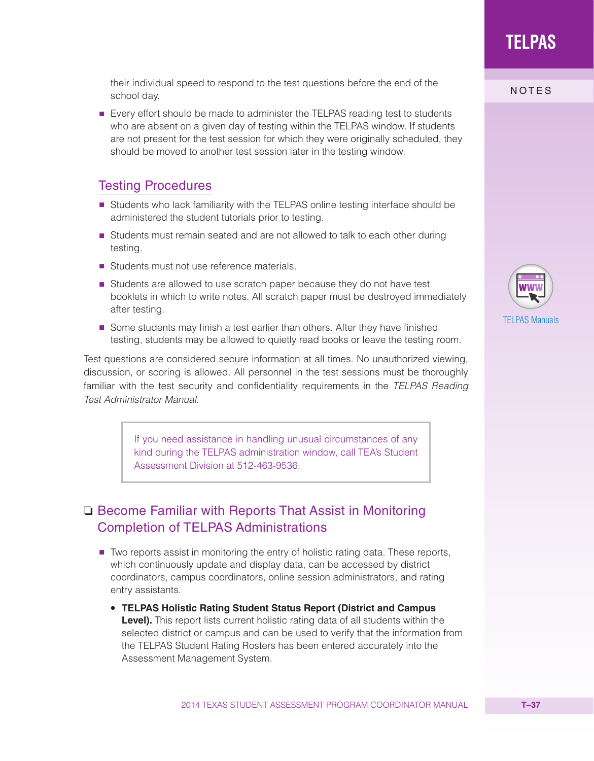their individual speed to respond to the test questions before the end of the school day.

- Every effort should be made to administer the TELPAS reading test to students who are absent on a given day of testing within the TELPAS window. If students are not present for the test session for which they were originally scheduled, they should be moved to another test session later in the testing window.

## Testing Procedures

- Students who lack familiarity with the TELPAS online testing interface should be administered the student tutorials prior to testing.
- Students must remain seated and are not allowed to talk to each other during testing.
- Students must not use reference materials.
- Students are allowed to use scratch paper because they do not have test booklets in which to write notes. All scratch paper must be destroyed immediately after testing.
- Some students may finish a test earlier than others. After they have finished testing, students may be allowed to quietly read books or leave the testing room.

Test questions are considered secure information at all times. No unauthorized viewing, discussion, or scoring is allowed. All personnel in the test sessions must be thoroughly familiar with the test security and confidentiality requirements in the *TELPAS Reading Test Administrator Manual.*

> If you need assistance in handling unusual circumstances of any kind during the TELPAS administration window, call TEA's Student Assessment Division at 512-463-9536.

## ❑ Become Familiar with Reports That Assist in Monitoring Completion of TELPAS Administrations

- Two reports assist in monitoring the entry of holistic rating data. These reports, which continuously update and display data, can be accessed by district coordinators, campus coordinators, online session administrators, and rating entry assistants.
  - **TELPAS Holistic Rating Student Status Report (District and Campus Level).** This report lists current holistic rating data of all students within the selected district or campus and can be used to verify that the information from the TELPAS Student Rating Rosters has been entered accurately into the Assessment Management System.

NOTES

TELPAS Manuals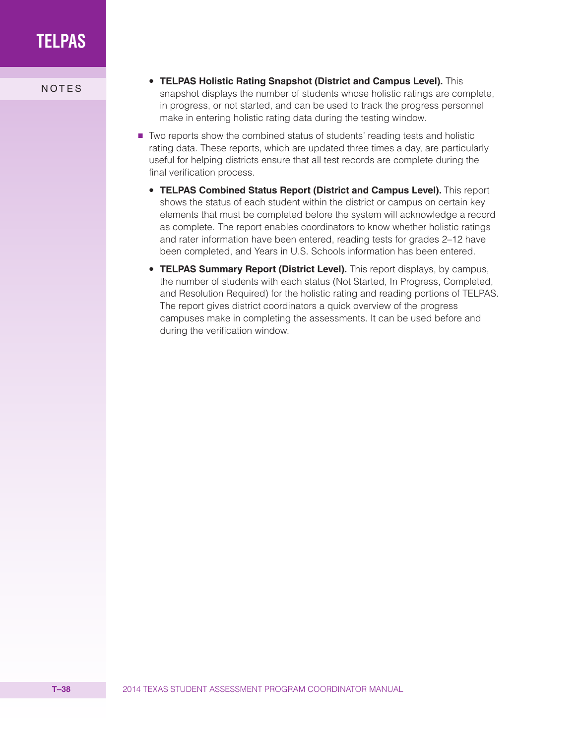- **TELPAS Holistic Rating Snapshot (District and Campus Level).** This snapshot displays the number of students whose holistic ratings are complete, in progress, or not started, and can be used to track the progress personnel make in entering holistic rating data during the testing window.

- Two reports show the combined status of students' reading tests and holistic rating data. These reports, which are updated three times a day, are particularly useful for helping districts ensure that all test records are complete during the final verification process.
  - **TELPAS Combined Status Report (District and Campus Level).** This report shows the status of each student within the district or campus on certain key elements that must be completed before the system will acknowledge a record as complete. The report enables coordinators to know whether holistic ratings and rater information have been entered, reading tests for grades 2–12 have been completed, and Years in U.S. Schools information has been entered.
  - **TELPAS Summary Report (District Level).** This report displays, by campus, the number of students with each status (Not Started, In Progress, Completed, and Resolution Required) for the holistic rating and reading portions of TELPAS. The report gives district coordinators a quick overview of the progress campuses make in completing the assessments. It can be used before and during the verification window.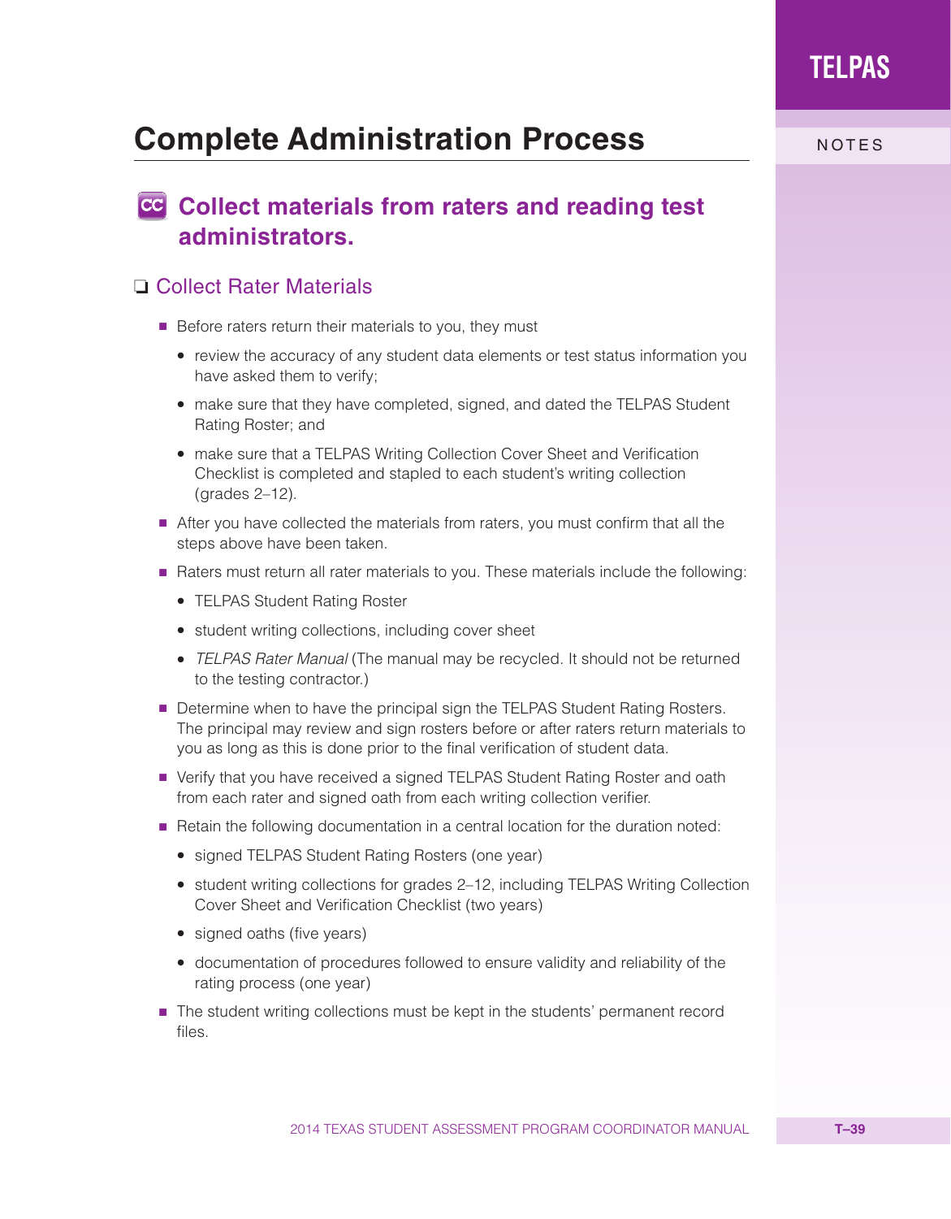# Complete Administration Process

## CC Collect materials from raters and reading test administrators.

### ❑ Collect Rater Materials

- Before raters return their materials to you, they must
  - review the accuracy of any student data elements or test status information you have asked them to verify;
  - make sure that they have completed, signed, and dated the TELPAS Student Rating Roster; and
  - make sure that a TELPAS Writing Collection Cover Sheet and Verification Checklist is completed and stapled to each student's writing collection (grades 2–12).
- After you have collected the materials from raters, you must confirm that all the steps above have been taken.
- Raters must return all rater materials to you. These materials include the following:
  - TELPAS Student Rating Roster
  - student writing collections, including cover sheet
  - *TELPAS Rater Manual* (The manual may be recycled. It should not be returned to the testing contractor.)
- Determine when to have the principal sign the TELPAS Student Rating Rosters. The principal may review and sign rosters before or after raters return materials to you as long as this is done prior to the final verification of student data.
- Verify that you have received a signed TELPAS Student Rating Roster and oath from each rater and signed oath from each writing collection verifier.
- Retain the following documentation in a central location for the duration noted:
  - signed TELPAS Student Rating Rosters (one year)
  - student writing collections for grades 2–12, including TELPAS Writing Collection Cover Sheet and Verification Checklist (two years)
  - signed oaths (five years)
  - documentation of procedures followed to ensure validity and reliability of the rating process (one year)
- The student writing collections must be kept in the students' permanent record files.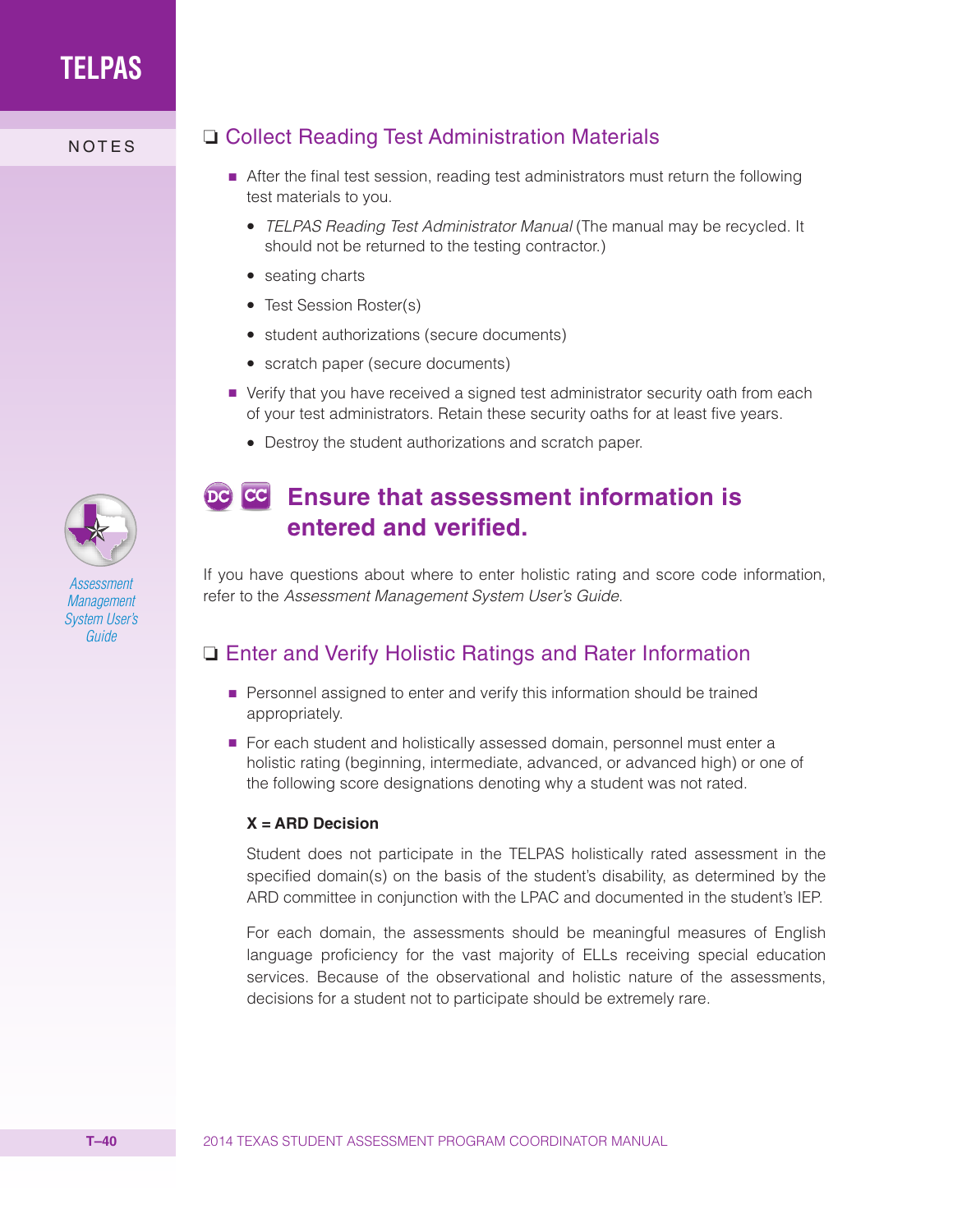## ❑ Collect Reading Test Administration Materials

- After the final test session, reading test administrators must return the following test materials to you.
  - *TELPAS Reading Test Administrator Manual* (The manual may be recycled. It should not be returned to the testing contractor.)
  - seating charts
  - Test Session Roster(s)
  - student authorizations (secure documents)
  - scratch paper (secure documents)
- Verify that you have received a signed test administrator security oath from each of your test administrators. Retain these security oaths for at least five years.
  - Destroy the student authorizations and scratch paper.

# DC CC Ensure that assessment information is entered and verified.

*Assessment Management System User's Guide*

If you have questions about where to enter holistic rating and score code information, refer to the *Assessment Management System User's Guide*.

## ❑ Enter and Verify Holistic Ratings and Rater Information

- Personnel assigned to enter and verify this information should be trained appropriately.
- For each student and holistically assessed domain, personnel must enter a holistic rating (beginning, intermediate, advanced, or advanced high) or one of the following score designations denoting why a student was not rated.

**X = ARD Decision**

Student does not participate in the TELPAS holistically rated assessment in the specified domain(s) on the basis of the student's disability, as determined by the ARD committee in conjunction with the LPAC and documented in the student's IEP.

For each domain, the assessments should be meaningful measures of English language proficiency for the vast majority of ELLs receiving special education services. Because of the observational and holistic nature of the assessments, decisions for a student not to participate should be extremely rare.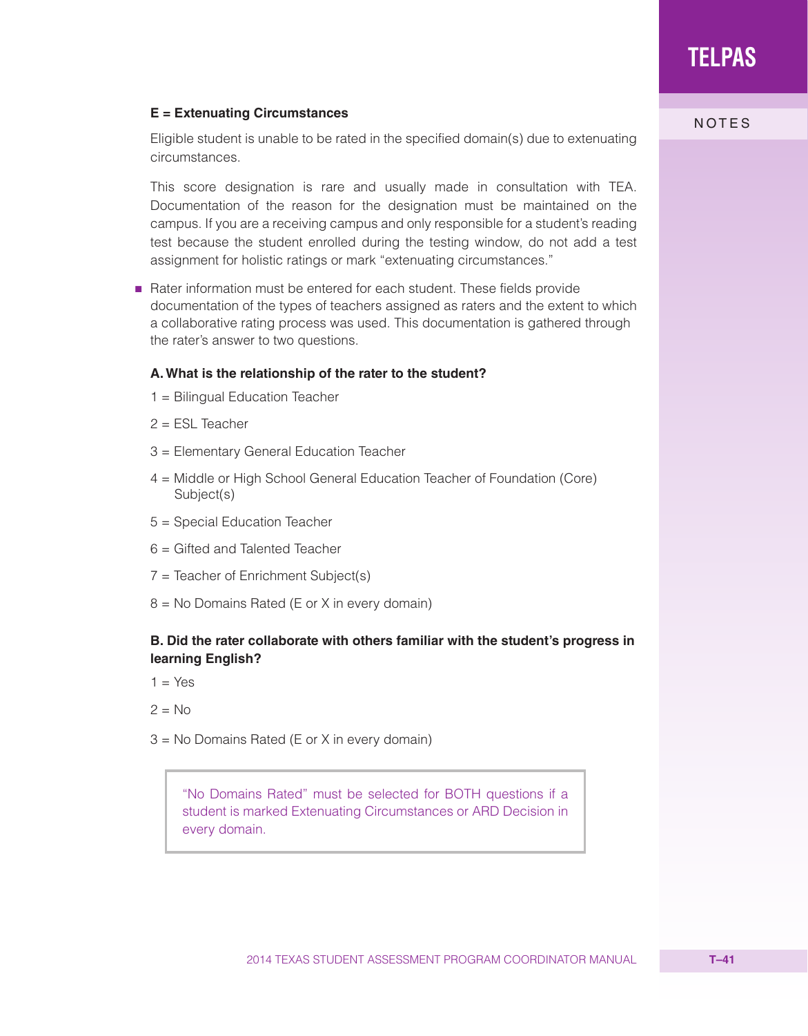**E = Extenuating Circumstances**

Eligible student is unable to be rated in the specified domain(s) due to extenuating circumstances.

This score designation is rare and usually made in consultation with TEA. Documentation of the reason for the designation must be maintained on the campus. If you are a receiving campus and only responsible for a student's reading test because the student enrolled during the testing window, do not add a test assignment for holistic ratings or mark "extenuating circumstances."

- Rater information must be entered for each student. These fields provide documentation of the types of teachers assigned as raters and the extent to which a collaborative rating process was used. This documentation is gathered through the rater's answer to two questions.

**A. What is the relationship of the rater to the student?**

1 = Bilingual Education Teacher

2 = ESL Teacher

3 = Elementary General Education Teacher

4 = Middle or High School General Education Teacher of Foundation (Core) Subject(s)

5 = Special Education Teacher

6 = Gifted and Talented Teacher

7 = Teacher of Enrichment Subject(s)

8 = No Domains Rated (E or X in every domain)

**B. Did the rater collaborate with others familiar with the student's progress in learning English?**

1 = Yes

2 = No

3 = No Domains Rated (E or X in every domain)

> "No Domains Rated" must be selected for BOTH questions if a student is marked Extenuating Circumstances or ARD Decision in every domain.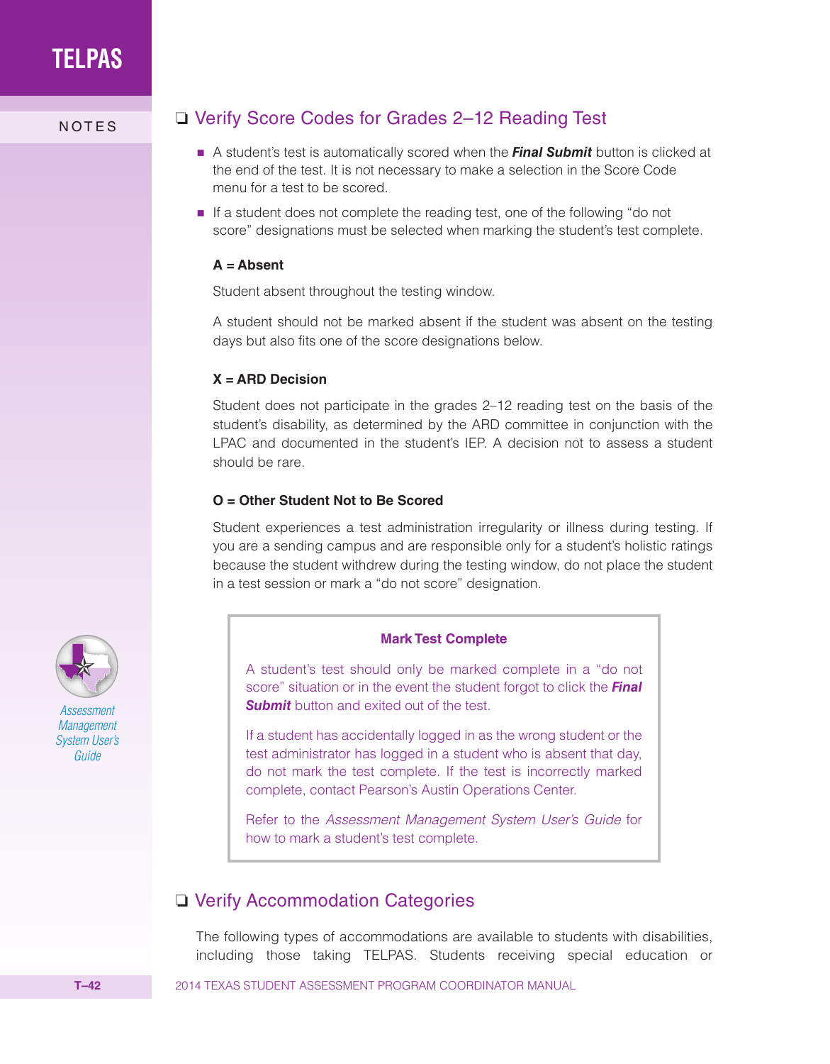## ❑ Verify Score Codes for Grades 2–12 Reading Test

- A student's test is automatically scored when the ***Final Submit*** button is clicked at the end of the test. It is not necessary to make a selection in the Score Code menu for a test to be scored.
- If a student does not complete the reading test, one of the following "do not score" designations must be selected when marking the student's test complete.

**A = Absent**

Student absent throughout the testing window.

A student should not be marked absent if the student was absent on the testing days but also fits one of the score designations below.

**X = ARD Decision**

Student does not participate in the grades 2–12 reading test on the basis of the student's disability, as determined by the ARD committee in conjunction with the LPAC and documented in the student's IEP. A decision not to assess a student should be rare.

**O = Other Student Not to Be Scored**

Student experiences a test administration irregularity or illness during testing. If you are a sending campus and are responsible only for a student's holistic ratings because the student withdrew during the testing window, do not place the student in a test session or mark a "do not score" designation.

> **Mark Test Complete**
>
> A student's test should only be marked complete in a "do not score" situation or in the event the student forgot to click the ***Final Submit*** button and exited out of the test.
>
> If a student has accidentally logged in as the wrong student or the test administrator has logged in a student who is absent that day, do not mark the test complete. If the test is incorrectly marked complete, contact Pearson's Austin Operations Center.
>
> Refer to the *Assessment Management System User's Guide* for how to mark a student's test complete.

*Assessment Management System User's Guide*

## ❑ Verify Accommodation Categories

The following types of accommodations are available to students with disabilities, including those taking TELPAS. Students receiving special education or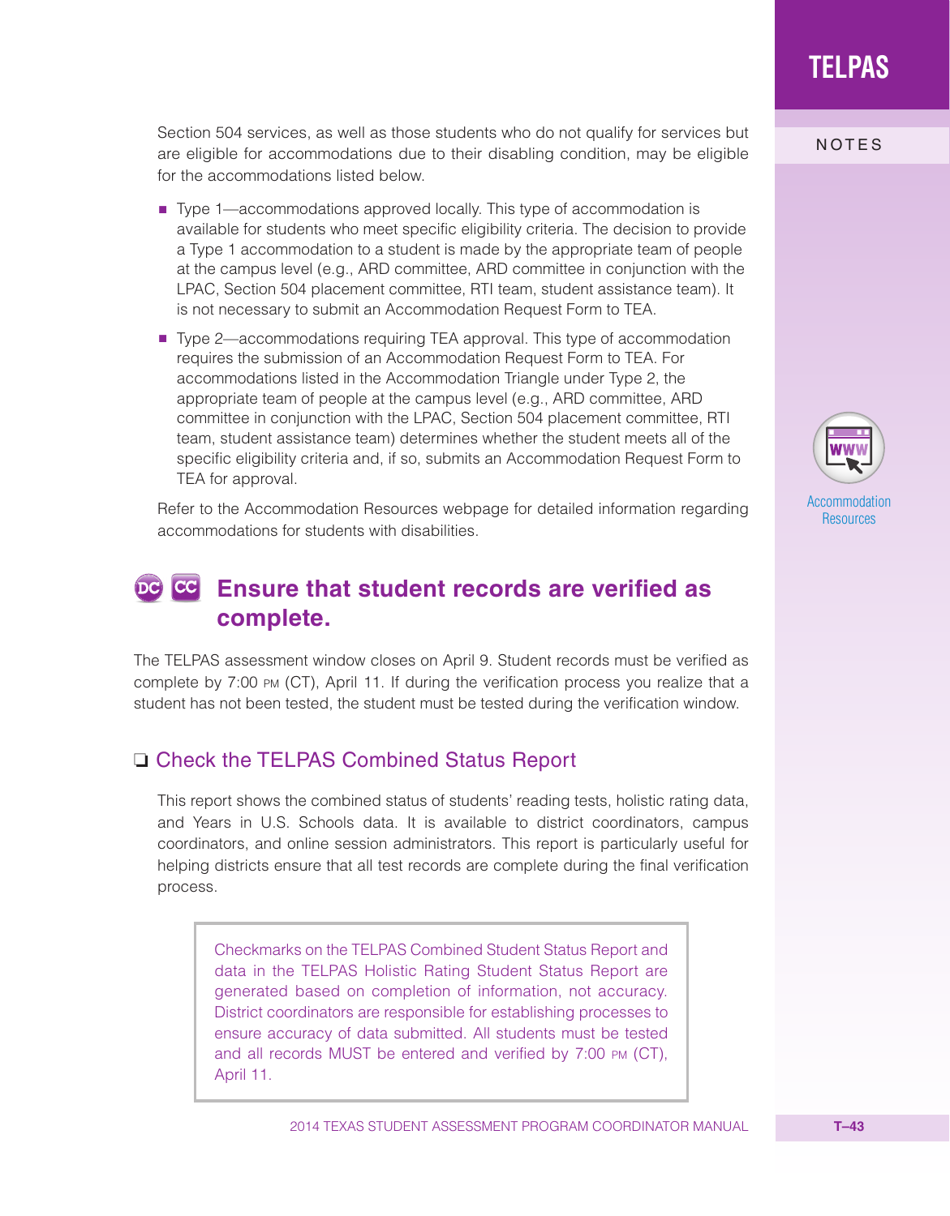Section 504 services, as well as those students who do not qualify for services but are eligible for accommodations due to their disabling condition, may be eligible for the accommodations listed below.

- Type 1—accommodations approved locally. This type of accommodation is available for students who meet specific eligibility criteria. The decision to provide a Type 1 accommodation to a student is made by the appropriate team of people at the campus level (e.g., ARD committee, ARD committee in conjunction with the LPAC, Section 504 placement committee, RTI team, student assistance team). It is not necessary to submit an Accommodation Request Form to TEA.
- Type 2—accommodations requiring TEA approval. This type of accommodation requires the submission of an Accommodation Request Form to TEA. For accommodations listed in the Accommodation Triangle under Type 2, the appropriate team of people at the campus level (e.g., ARD committee, ARD committee in conjunction with the LPAC, Section 504 placement committee, RTI team, student assistance team) determines whether the student meets all of the specific eligibility criteria and, if so, submits an Accommodation Request Form to TEA for approval.

Refer to the Accommodation Resources webpage for detailed information regarding accommodations for students with disabilities.

Accommodation Resources

## DC CC Ensure that student records are verified as complete.

The TELPAS assessment window closes on April 9. Student records must be verified as complete by 7:00 PM (CT), April 11. If during the verification process you realize that a student has not been tested, the student must be tested during the verification window.

### ❑ Check the TELPAS Combined Status Report

This report shows the combined status of students' reading tests, holistic rating data, and Years in U.S. Schools data. It is available to district coordinators, campus coordinators, and online session administrators. This report is particularly useful for helping districts ensure that all test records are complete during the final verification process.

> Checkmarks on the TELPAS Combined Student Status Report and data in the TELPAS Holistic Rating Student Status Report are generated based on completion of information, not accuracy. District coordinators are responsible for establishing processes to ensure accuracy of data submitted. All students must be tested and all records MUST be entered and verified by 7:00 PM (CT), April 11.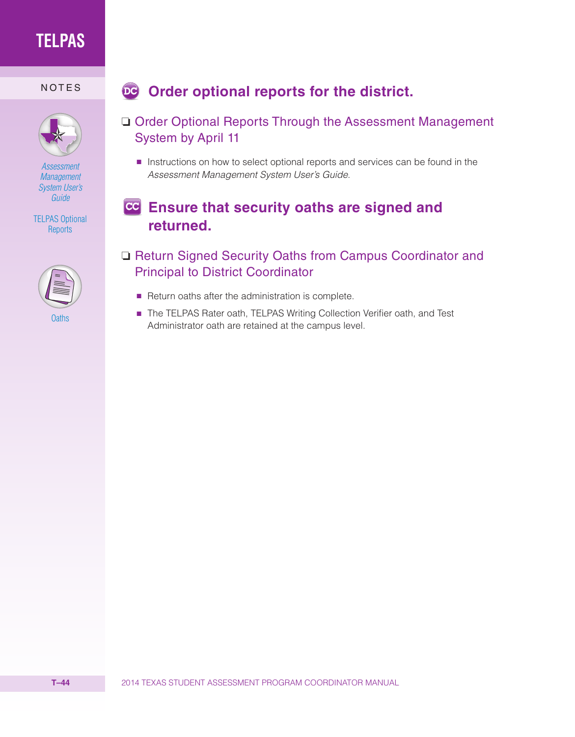# Order optional reports for the district.

❏ Order Optional Reports Through the Assessment Management System by April 11

- Instructions on how to select optional reports and services can be found in the *Assessment Management System User's Guide*.

# Ensure that security oaths are signed and returned.

❏ Return Signed Security Oaths from Campus Coordinator and Principal to District Coordinator

- Return oaths after the administration is complete.
- The TELPAS Rater oath, TELPAS Writing Collection Verifier oath, and Test Administrator oath are retained at the campus level.

NOTES

*Assessment Management System User's Guide*

TELPAS Optional Reports

Oaths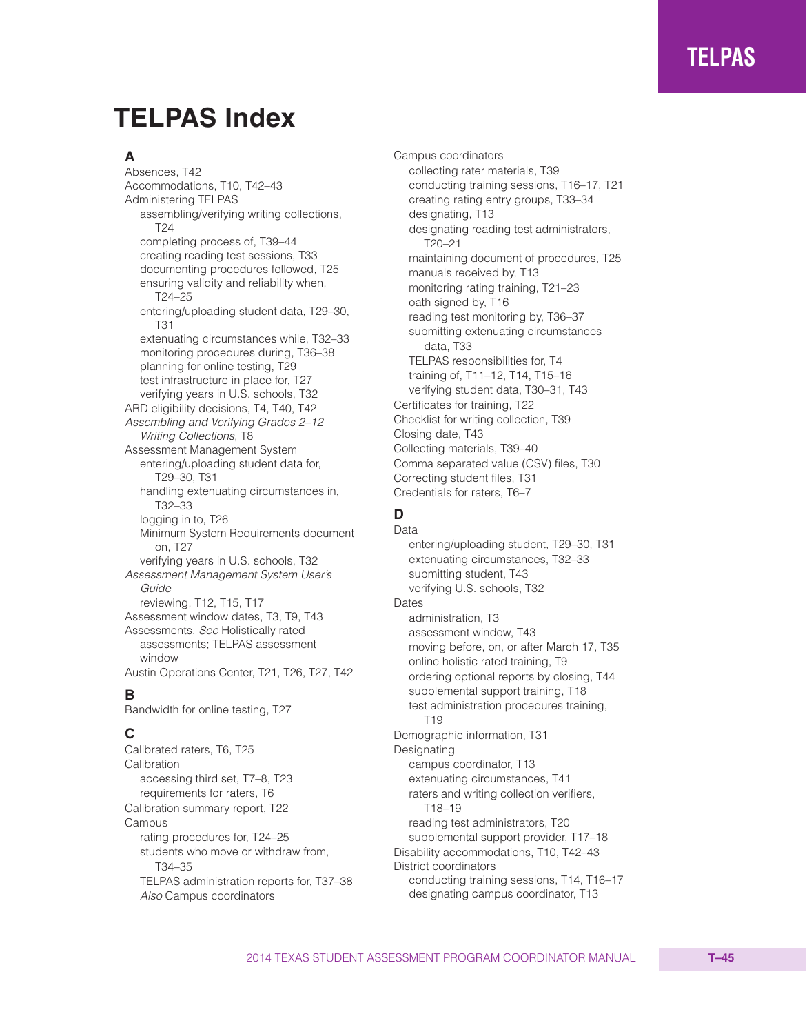# TELPAS Index

**A**

Absences, T42
Accommodations, T10, T42–43
Administering TELPAS
- assembling/verifying writing collections, T24
- completing process of, T39–44
- creating reading test sessions, T33
- documenting procedures followed, T25
- ensuring validity and reliability when, T24–25
- entering/uploading student data, T29–30, T31
- extenuating circumstances while, T32–33
- monitoring procedures during, T36–38
- planning for online testing, T29
- test infrastructure in place for, T27
- verifying years in U.S. schools, T32

ARD eligibility decisions, T4, T40, T42
*Assembling and Verifying Grades 2–12 Writing Collections*, T8
Assessment Management System
- entering/uploading student data for, T29–30, T31
- handling extenuating circumstances in, T32–33
- logging in to, T26
- Minimum System Requirements document on, T27
- verifying years in U.S. schools, T32

*Assessment Management System User's Guide*
- reviewing, T12, T15, T17

Assessment window dates, T3, T9, T43
Assessments. *See* Holistically rated assessments; TELPAS assessment window
Austin Operations Center, T21, T26, T27, T42

**B**

Bandwidth for online testing, T27

**C**

Calibrated raters, T6, T25
Calibration
- accessing third set, T7–8, T23
- requirements for raters, T6

Calibration summary report, T22
Campus
- rating procedures for, T24–25
- students who move or withdraw from, T34–35
- TELPAS administration reports for, T37–38
- *Also* Campus coordinators

Campus coordinators
- collecting rater materials, T39
- conducting training sessions, T16–17, T21
- creating rating entry groups, T33–34
- designating, T13
- designating reading test administrators, T20–21
- maintaining document of procedures, T25
- manuals received by, T13
- monitoring rating training, T21–23
- oath signed by, T16
- reading test monitoring by, T36–37
- submitting extenuating circumstances data, T33
- TELPAS responsibilities for, T4
- training of, T11–12, T14, T15–16
- verifying student data, T30–31, T43

Certificates for training, T22
Checklist for writing collection, T39
Closing date, T43
Collecting materials, T39–40
Comma separated value (CSV) files, T30
Correcting student files, T31
Credentials for raters, T6–7

**D**

Data
- entering/uploading student, T29–30, T31
- extenuating circumstances, T32–33
- submitting student, T43
- verifying U.S. schools, T32

Dates
- administration, T3
- assessment window, T43
- moving before, on, or after March 17, T35
- online holistic rated training, T9
- ordering optional reports by closing, T44
- supplemental support training, T18
- test administration procedures training, T19

Demographic information, T31
Designating
- campus coordinator, T13
- extenuating circumstances, T41
- raters and writing collection verifiers, T18–19
- reading test administrators, T20
- supplemental support provider, T17–18

Disability accommodations, T10, T42–43
District coordinators
- conducting training sessions, T14, T16–17
- designating campus coordinator, T13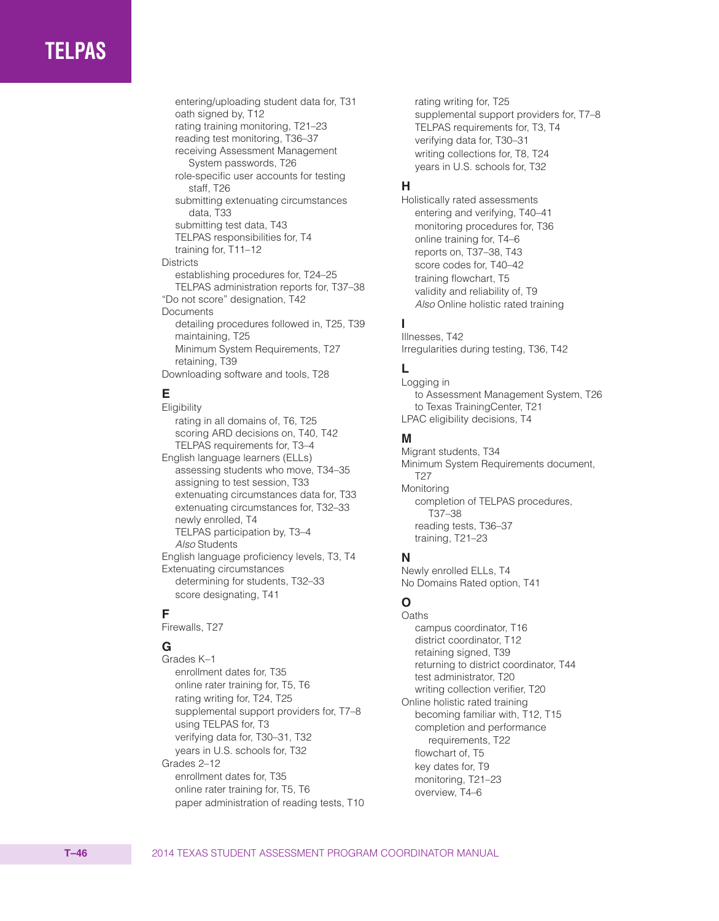entering/uploading student data for, T31
oath signed by, T12
rating training monitoring, T21–23
reading test monitoring, T36–37
receiving Assessment Management System passwords, T26
role-specific user accounts for testing staff, T26
submitting extenuating circumstances data, T33
submitting test data, T43
TELPAS responsibilities for, T4
training for, T11–12

Districts
establishing procedures for, T24–25
TELPAS administration reports for, T37–38

"Do not score" designation, T42

Documents
detailing procedures followed in, T25, T39
maintaining, T25
Minimum System Requirements, T27
retaining, T39

Downloading software and tools, T28

## E

Eligibility
rating in all domains of, T6, T25
scoring ARD decisions on, T40, T42
TELPAS requirements for, T3–4

English language learners (ELLs)
assessing students who move, T34–35
assigning to test session, T33
extenuating circumstances data for, T33
extenuating circumstances for, T32–33
newly enrolled, T4
TELPAS participation by, T3–4
*Also* Students

English language proficiency levels, T3, T4

Extenuating circumstances
determining for students, T32–33
score designating, T41

## F

Firewalls, T27

## G

Grades K–1
enrollment dates for, T35
online rater training for, T5, T6
rating writing for, T24, T25
supplemental support providers for, T7–8
using TELPAS for, T3
verifying data for, T30–31, T32
years in U.S. schools for, T32

Grades 2–12
enrollment dates for, T35
online rater training for, T5, T6
paper administration of reading tests, T10
rating writing for, T25
supplemental support providers for, T7–8
TELPAS requirements for, T3, T4
verifying data for, T30–31
writing collections for, T8, T24
years in U.S. schools for, T32

## H

Holistically rated assessments
entering and verifying, T40–41
monitoring procedures for, T36
online training for, T4–6
reports on, T37–38, T43
score codes for, T40–42
training flowchart, T5
validity and reliability of, T9
*Also* Online holistic rated training

## I

Illnesses, T42

Irregularities during testing, T36, T42

## L

Logging in
to Assessment Management System, T26
to Texas TrainingCenter, T21

LPAC eligibility decisions, T4

## M

Migrant students, T34

Minimum System Requirements document, T27

Monitoring
completion of TELPAS procedures, T37–38
reading tests, T36–37
training, T21–23

## N

Newly enrolled ELLs, T4

No Domains Rated option, T41

## O

Oaths
campus coordinator, T16
district coordinator, T12
retaining signed, T39
returning to district coordinator, T44
test administrator, T20
writing collection verifier, T20

Online holistic rated training
becoming familiar with, T12, T15
completion and performance requirements, T22
flowchart of, T5
key dates for, T9
monitoring, T21–23
overview, T4–6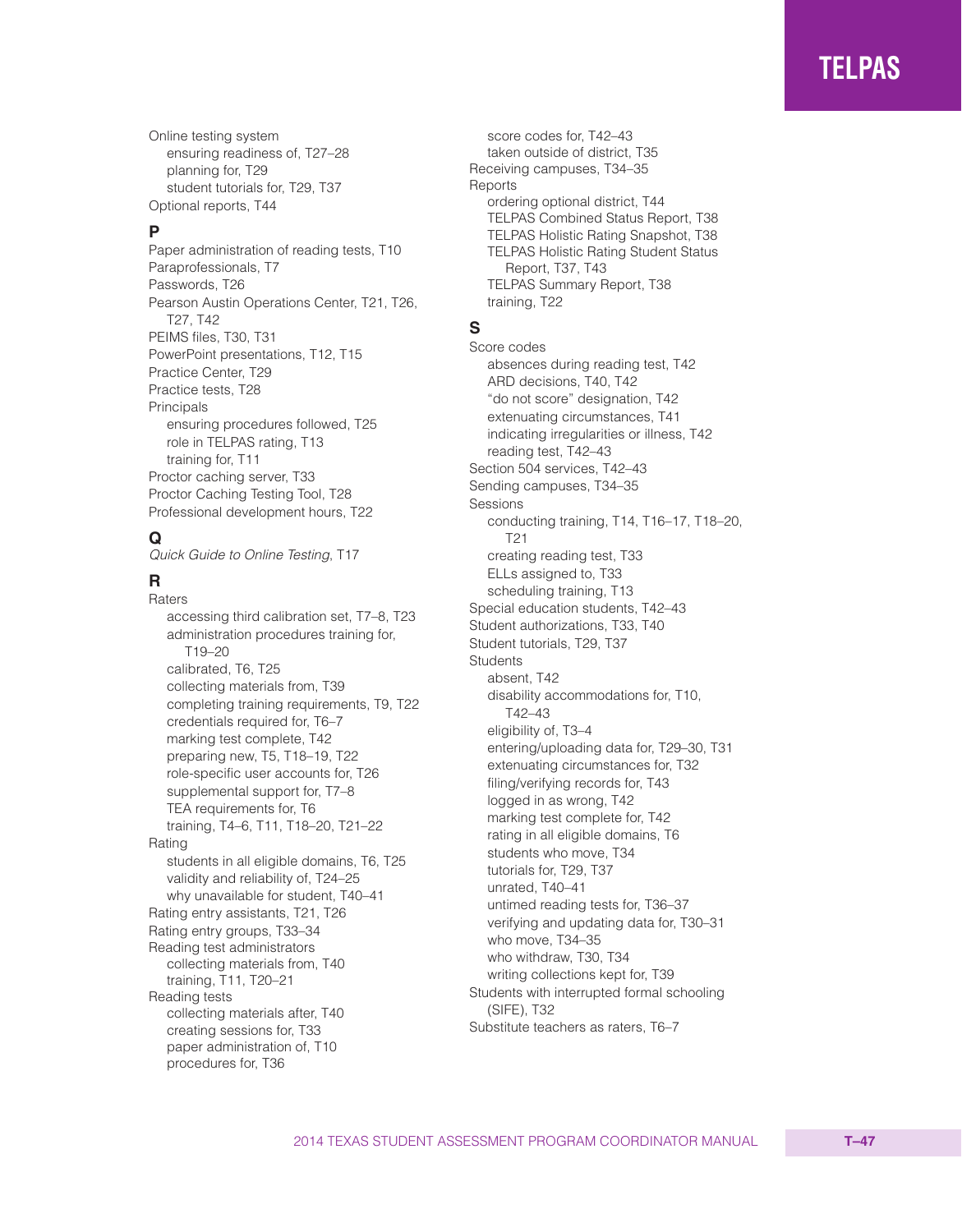Online testing system
- ensuring readiness of, T27–28
- planning for, T29
- student tutorials for, T29, T37

Optional reports, T44

**P**

Paper administration of reading tests, T10
Paraprofessionals, T7
Passwords, T26
Pearson Austin Operations Center, T21, T26, T27, T42
PEIMS files, T30, T31
PowerPoint presentations, T12, T15
Practice Center, T29
Practice tests, T28
Principals
- ensuring procedures followed, T25
- role in TELPAS rating, T13
- training for, T11

Proctor caching server, T33
Proctor Caching Testing Tool, T28
Professional development hours, T22

**Q**

*Quick Guide to Online Testing*, T17

**R**

Raters
- accessing third calibration set, T7–8, T23
- administration procedures training for, T19–20
- calibrated, T6, T25
- collecting materials from, T39
- completing training requirements, T9, T22
- credentials required for, T6–7
- marking test complete, T42
- preparing new, T5, T18–19, T22
- role-specific user accounts for, T26
- supplemental support for, T7–8
- TEA requirements for, T6
- training, T4–6, T11, T18–20, T21–22

Rating
- students in all eligible domains, T6, T25
- validity and reliability of, T24–25
- why unavailable for student, T40–41

Rating entry assistants, T21, T26
Rating entry groups, T33–34
Reading test administrators
- collecting materials from, T40
- training, T11, T20–21

Reading tests
- collecting materials after, T40
- creating sessions for, T33
- paper administration of, T10
- procedures for, T36
- score codes for, T42–43
- taken outside of district, T35

Receiving campuses, T34–35
Reports
- ordering optional district, T44
- TELPAS Combined Status Report, T38
- TELPAS Holistic Rating Snapshot, T38
- TELPAS Holistic Rating Student Status Report, T37, T43
- TELPAS Summary Report, T38
- training, T22

**S**

Score codes
- absences during reading test, T42
- ARD decisions, T40, T42
- "do not score" designation, T42
- extenuating circumstances, T41
- indicating irregularities or illness, T42
- reading test, T42–43

Section 504 services, T42–43
Sending campuses, T34–35
Sessions
- conducting training, T14, T16–17, T18–20, T21
- creating reading test, T33
- ELLs assigned to, T33
- scheduling training, T13

Special education students, T42–43
Student authorizations, T33, T40
Student tutorials, T29, T37
Students
- absent, T42
- disability accommodations for, T10, T42–43
- eligibility of, T3–4
- entering/uploading data for, T29–30, T31
- extenuating circumstances for, T32
- filing/verifying records for, T43
- logged in as wrong, T42
- marking test complete for, T42
- rating in all eligible domains, T6
- students who move, T34
- tutorials for, T29, T37
- unrated, T40–41
- untimed reading tests for, T36–37
- verifying and updating data for, T30–31
- who move, T34–35
- who withdraw, T30, T34
- writing collections kept for, T39

Students with interrupted formal schooling (SIFE), T32
Substitute teachers as raters, T6–7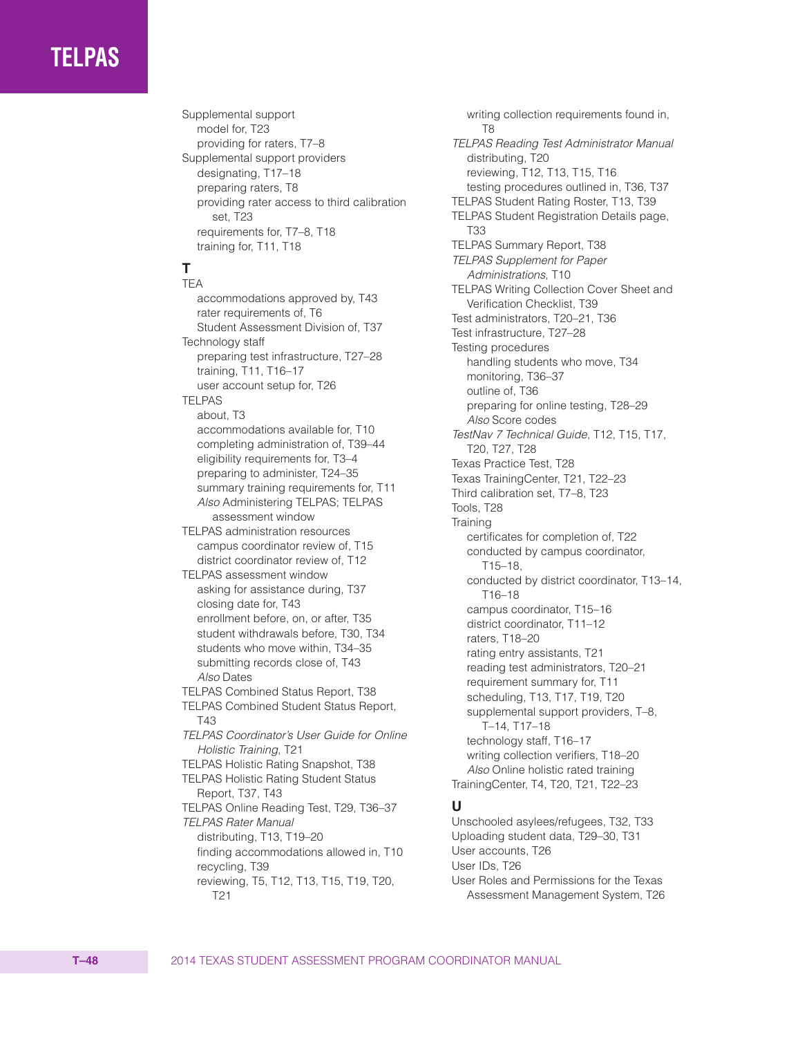Supplemental support
- model for, T23
- providing for raters, T7–8

Supplemental support providers
- designating, T17–18
- preparing raters, T8
- providing rater access to third calibration set, T23
- requirements for, T7–8, T18
- training for, T11, T18

### T

TEA
- accommodations approved by, T43
- rater requirements of, T6
- Student Assessment Division of, T37

Technology staff
- preparing test infrastructure, T27–28
- training, T11, T16–17
- user account setup for, T26

TELPAS
- about, T3
- accommodations available for, T10
- completing administration of, T39–44
- eligibility requirements for, T3–4
- preparing to administer, T24–35
- summary training requirements for, T11
- *Also* Administering TELPAS; TELPAS assessment window

TELPAS administration resources
- campus coordinator review of, T15
- district coordinator review of, T12

TELPAS assessment window
- asking for assistance during, T37
- closing date for, T43
- enrollment before, on, or after, T35
- student withdrawals before, T30, T34
- students who move within, T34–35
- submitting records close of, T43
- *Also* Dates

TELPAS Combined Status Report, T38

TELPAS Combined Student Status Report, T43

*TELPAS Coordinator's User Guide for Online Holistic Training*, T21

TELPAS Holistic Rating Snapshot, T38

TELPAS Holistic Rating Student Status Report, T37, T43

TELPAS Online Reading Test, T29, T36–37

*TELPAS Rater Manual*
- distributing, T13, T19–20
- finding accommodations allowed in, T10
- recycling, T39
- reviewing, T5, T12, T13, T15, T19, T20, T21
- writing collection requirements found in, T8

*TELPAS Reading Test Administrator Manual*
- distributing, T20
- reviewing, T12, T13, T15, T16
- testing procedures outlined in, T36, T37

TELPAS Student Rating Roster, T13, T39

TELPAS Student Registration Details page, T33

TELPAS Summary Report, T38

*TELPAS Supplement for Paper Administrations*, T10

TELPAS Writing Collection Cover Sheet and Verification Checklist, T39

Test administrators, T20–21, T36

Test infrastructure, T27–28

Testing procedures
- handling students who move, T34
- monitoring, T36–37
- outline of, T36
- preparing for online testing, T28–29
- *Also* Score codes

*TestNav 7 Technical Guide*, T12, T15, T17, T20, T27, T28

Texas Practice Test, T28

Texas TrainingCenter, T21, T22–23

Third calibration set, T7–8, T23

Tools, T28

Training
- certificates for completion of, T22
- conducted by campus coordinator, T15–18,
- conducted by district coordinator, T13–14, T16–18
- campus coordinator, T15–16
- district coordinator, T11–12
- raters, T18–20
- rating entry assistants, T21
- reading test administrators, T20–21
- requirement summary for, T11
- scheduling, T13, T17, T19, T20
- supplemental support providers, T–8, T–14, T17–18
- technology staff, T16–17
- writing collection verifiers, T18–20
- *Also* Online holistic rated training

TrainingCenter, T4, T20, T21, T22–23

### U

Unschooled asylees/refugees, T32, T33

Uploading student data, T29–30, T31

User accounts, T26

User IDs, T26

User Roles and Permissions for the Texas Assessment Management System, T26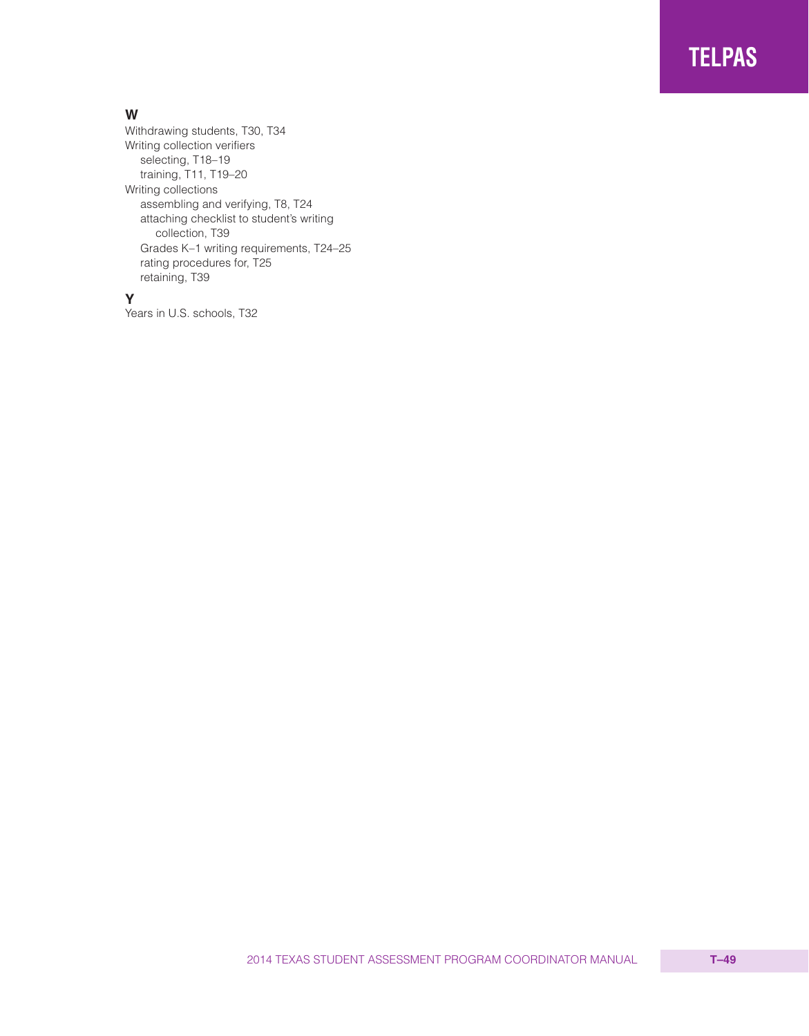**W**

Withdrawing students, T30, T34
Writing collection verifiers
- selecting, T18–19
- training, T11, T19–20

Writing collections
- assembling and verifying, T8, T24
- attaching checklist to student's writing collection, T39
- Grades K–1 writing requirements, T24–25
- rating procedures for, T25
- retaining, T39

**Y**

Years in U.S. schools, T32